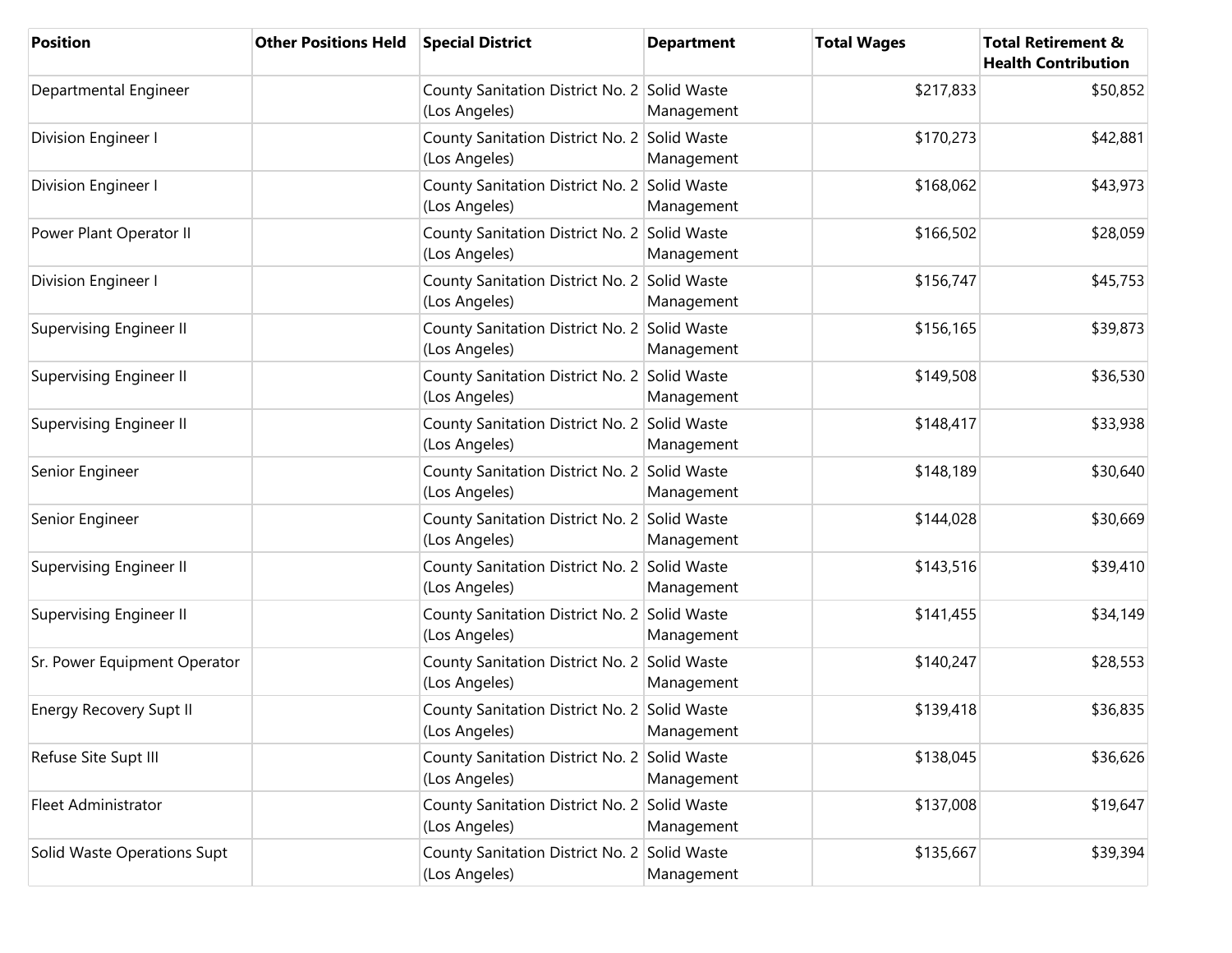| Position | Other Positions Held | Special District | Department | Total Wages | Total Retirement & Health Contribution |
|---|---|---|---|---|---|
| Departmental Engineer | | County Sanitation District No. 2 (Los Angeles) | Solid Waste Management | $217,833 | $50,852 |
| Division Engineer I | | County Sanitation District No. 2 (Los Angeles) | Solid Waste Management | $170,273 | $42,881 |
| Division Engineer I | | County Sanitation District No. 2 (Los Angeles) | Solid Waste Management | $168,062 | $43,973 |
| Power Plant Operator II | | County Sanitation District No. 2 (Los Angeles) | Solid Waste Management | $166,502 | $28,059 |
| Division Engineer I | | County Sanitation District No. 2 (Los Angeles) | Solid Waste Management | $156,747 | $45,753 |
| Supervising Engineer II | | County Sanitation District No. 2 (Los Angeles) | Solid Waste Management | $156,165 | $39,873 |
| Supervising Engineer II | | County Sanitation District No. 2 (Los Angeles) | Solid Waste Management | $149,508 | $36,530 |
| Supervising Engineer II | | County Sanitation District No. 2 (Los Angeles) | Solid Waste Management | $148,417 | $33,938 |
| Senior Engineer | | County Sanitation District No. 2 (Los Angeles) | Solid Waste Management | $148,189 | $30,640 |
| Senior Engineer | | County Sanitation District No. 2 (Los Angeles) | Solid Waste Management | $144,028 | $30,669 |
| Supervising Engineer II | | County Sanitation District No. 2 (Los Angeles) | Solid Waste Management | $143,516 | $39,410 |
| Supervising Engineer II | | County Sanitation District No. 2 (Los Angeles) | Solid Waste Management | $141,455 | $34,149 |
| Sr. Power Equipment Operator | | County Sanitation District No. 2 (Los Angeles) | Solid Waste Management | $140,247 | $28,553 |
| Energy Recovery Supt II | | County Sanitation District No. 2 (Los Angeles) | Solid Waste Management | $139,418 | $36,835 |
| Refuse Site Supt III | | County Sanitation District No. 2 (Los Angeles) | Solid Waste Management | $138,045 | $36,626 |
| Fleet Administrator | | County Sanitation District No. 2 (Los Angeles) | Solid Waste Management | $137,008 | $19,647 |
| Solid Waste Operations Supt | | County Sanitation District No. 2 (Los Angeles) | Solid Waste Management | $135,667 | $39,394 |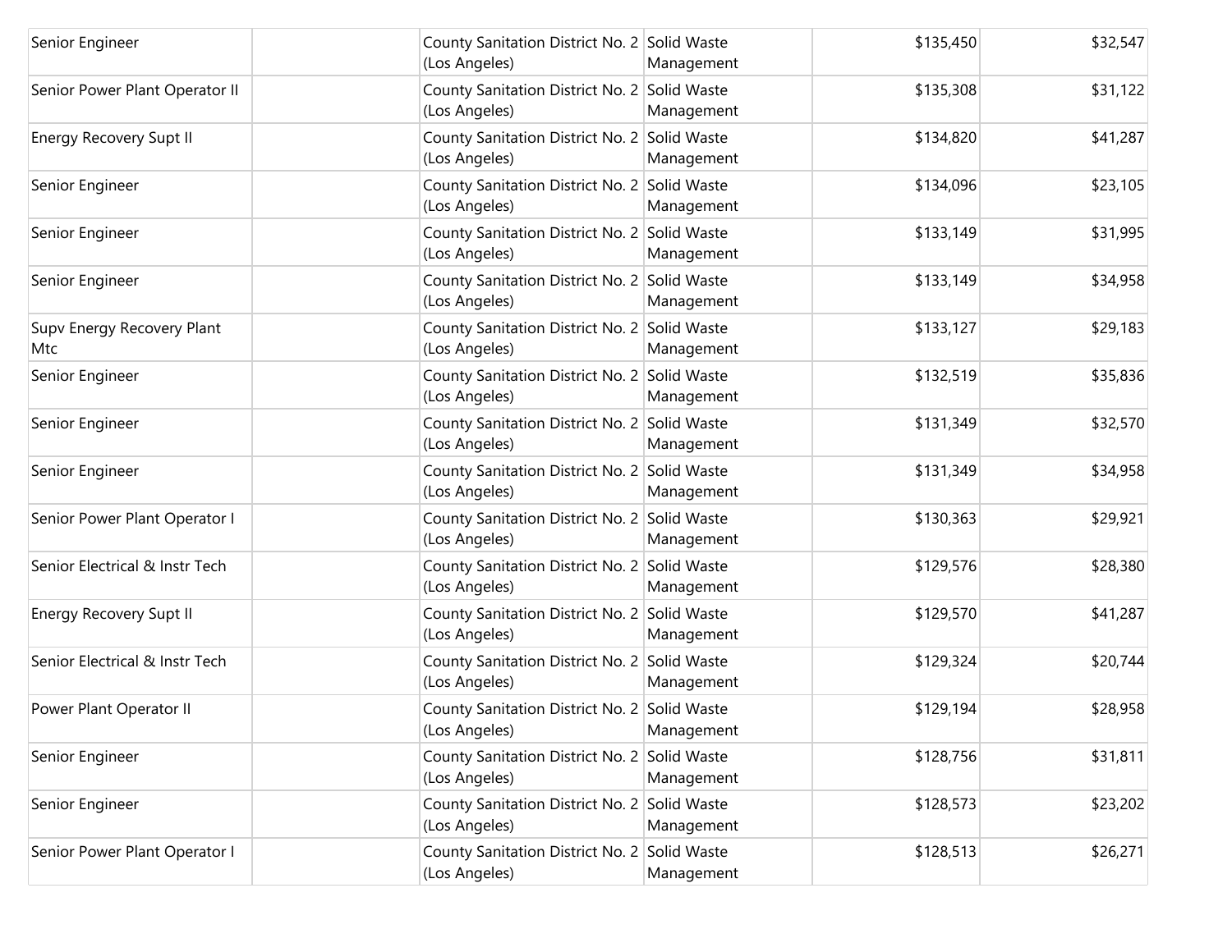| | | | | | |
|---|---|---|---|---|---|
| Senior Engineer | | County Sanitation District No. 2 (Los Angeles) | Solid Waste Management | $135,450 | $32,547 |
| Senior Power Plant Operator II | | County Sanitation District No. 2 (Los Angeles) | Solid Waste Management | $135,308 | $31,122 |
| Energy Recovery Supt II | | County Sanitation District No. 2 (Los Angeles) | Solid Waste Management | $134,820 | $41,287 |
| Senior Engineer | | County Sanitation District No. 2 (Los Angeles) | Solid Waste Management | $134,096 | $23,105 |
| Senior Engineer | | County Sanitation District No. 2 (Los Angeles) | Solid Waste Management | $133,149 | $31,995 |
| Senior Engineer | | County Sanitation District No. 2 (Los Angeles) | Solid Waste Management | $133,149 | $34,958 |
| Supv Energy Recovery Plant Mtc | | County Sanitation District No. 2 (Los Angeles) | Solid Waste Management | $133,127 | $29,183 |
| Senior Engineer | | County Sanitation District No. 2 (Los Angeles) | Solid Waste Management | $132,519 | $35,836 |
| Senior Engineer | | County Sanitation District No. 2 (Los Angeles) | Solid Waste Management | $131,349 | $32,570 |
| Senior Engineer | | County Sanitation District No. 2 (Los Angeles) | Solid Waste Management | $131,349 | $34,958 |
| Senior Power Plant Operator I | | County Sanitation District No. 2 (Los Angeles) | Solid Waste Management | $130,363 | $29,921 |
| Senior Electrical & Instr Tech | | County Sanitation District No. 2 (Los Angeles) | Solid Waste Management | $129,576 | $28,380 |
| Energy Recovery Supt II | | County Sanitation District No. 2 (Los Angeles) | Solid Waste Management | $129,570 | $41,287 |
| Senior Electrical & Instr Tech | | County Sanitation District No. 2 (Los Angeles) | Solid Waste Management | $129,324 | $20,744 |
| Power Plant Operator II | | County Sanitation District No. 2 (Los Angeles) | Solid Waste Management | $129,194 | $28,958 |
| Senior Engineer | | County Sanitation District No. 2 (Los Angeles) | Solid Waste Management | $128,756 | $31,811 |
| Senior Engineer | | County Sanitation District No. 2 (Los Angeles) | Solid Waste Management | $128,573 | $23,202 |
| Senior Power Plant Operator I | | County Sanitation District No. 2 (Los Angeles) | Solid Waste Management | $128,513 | $26,271 |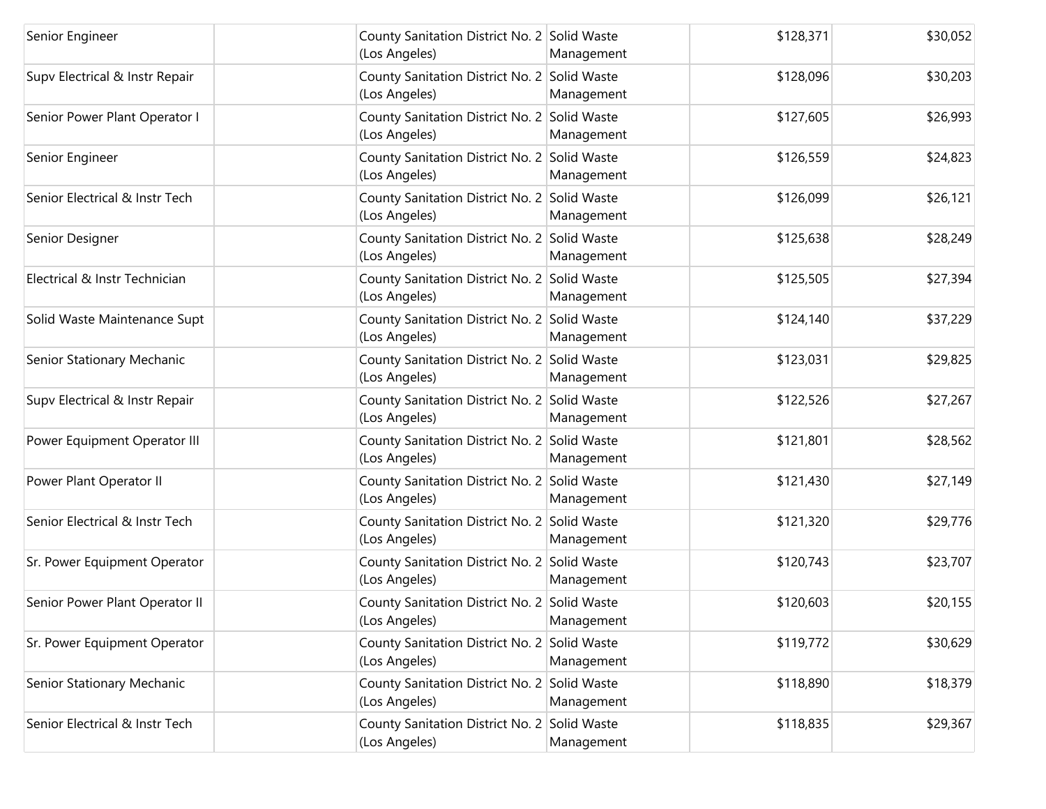| | | | | | |
|---|---|---|---|---|---|
| Senior Engineer | | County Sanitation District No. 2 (Los Angeles) | Solid Waste Management | $128,371 | $30,052 |
| Supv Electrical & Instr Repair | | County Sanitation District No. 2 (Los Angeles) | Solid Waste Management | $128,096 | $30,203 |
| Senior Power Plant Operator I | | County Sanitation District No. 2 (Los Angeles) | Solid Waste Management | $127,605 | $26,993 |
| Senior Engineer | | County Sanitation District No. 2 (Los Angeles) | Solid Waste Management | $126,559 | $24,823 |
| Senior Electrical & Instr Tech | | County Sanitation District No. 2 (Los Angeles) | Solid Waste Management | $126,099 | $26,121 |
| Senior Designer | | County Sanitation District No. 2 (Los Angeles) | Solid Waste Management | $125,638 | $28,249 |
| Electrical & Instr Technician | | County Sanitation District No. 2 (Los Angeles) | Solid Waste Management | $125,505 | $27,394 |
| Solid Waste Maintenance Supt | | County Sanitation District No. 2 (Los Angeles) | Solid Waste Management | $124,140 | $37,229 |
| Senior Stationary Mechanic | | County Sanitation District No. 2 (Los Angeles) | Solid Waste Management | $123,031 | $29,825 |
| Supv Electrical & Instr Repair | | County Sanitation District No. 2 (Los Angeles) | Solid Waste Management | $122,526 | $27,267 |
| Power Equipment Operator III | | County Sanitation District No. 2 (Los Angeles) | Solid Waste Management | $121,801 | $28,562 |
| Power Plant Operator II | | County Sanitation District No. 2 (Los Angeles) | Solid Waste Management | $121,430 | $27,149 |
| Senior Electrical & Instr Tech | | County Sanitation District No. 2 (Los Angeles) | Solid Waste Management | $121,320 | $29,776 |
| Sr. Power Equipment Operator | | County Sanitation District No. 2 (Los Angeles) | Solid Waste Management | $120,743 | $23,707 |
| Senior Power Plant Operator II | | County Sanitation District No. 2 (Los Angeles) | Solid Waste Management | $120,603 | $20,155 |
| Sr. Power Equipment Operator | | County Sanitation District No. 2 (Los Angeles) | Solid Waste Management | $119,772 | $30,629 |
| Senior Stationary Mechanic | | County Sanitation District No. 2 (Los Angeles) | Solid Waste Management | $118,890 | $18,379 |
| Senior Electrical & Instr Tech | | County Sanitation District No. 2 (Los Angeles) | Solid Waste Management | $118,835 | $29,367 |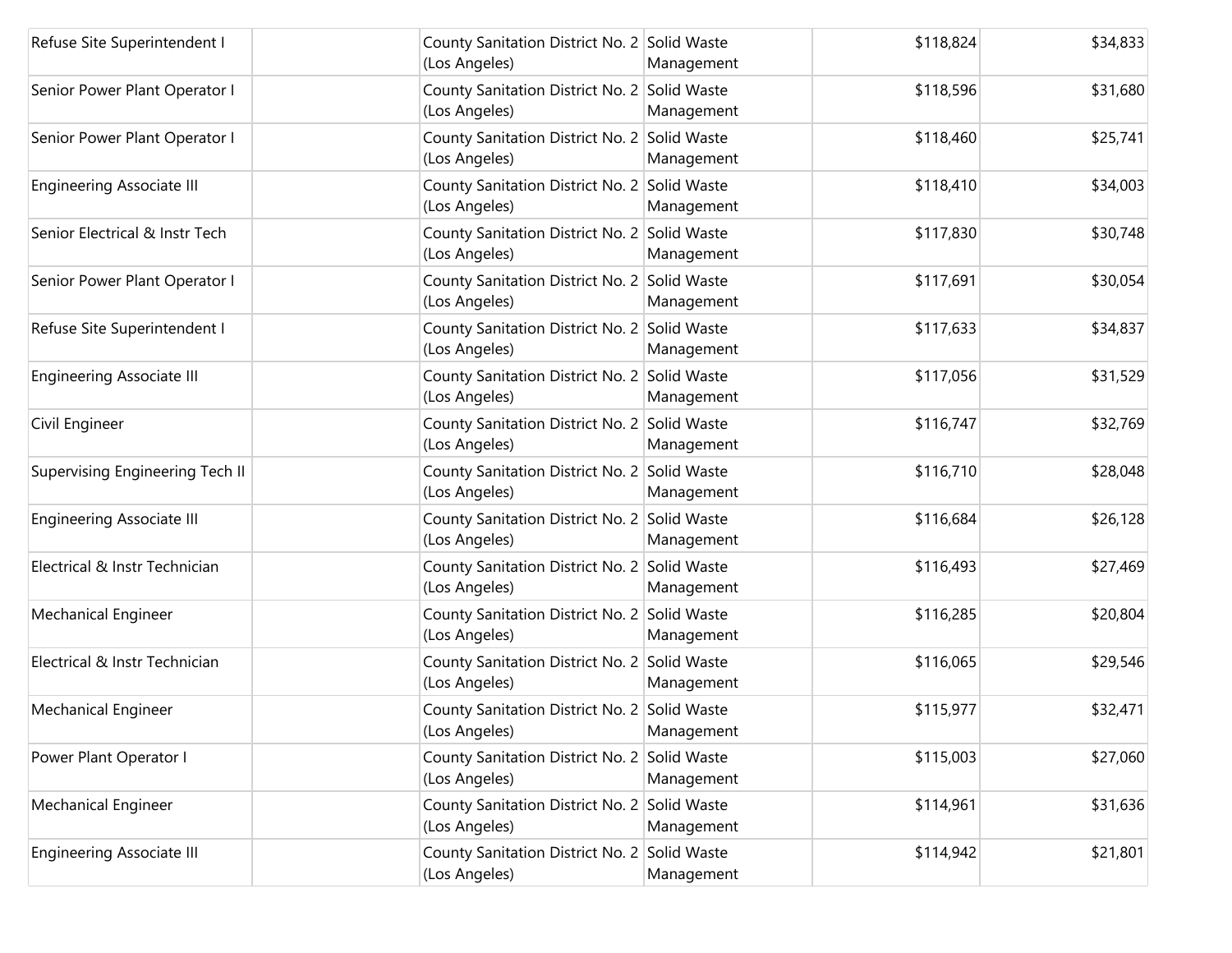| | | | | | |
|---|---|---|---|---|---|
| Refuse Site Superintendent I | | County Sanitation District No. 2 (Los Angeles) | Solid Waste Management | $118,824 | $34,833 |
| Senior Power Plant Operator I | | County Sanitation District No. 2 (Los Angeles) | Solid Waste Management | $118,596 | $31,680 |
| Senior Power Plant Operator I | | County Sanitation District No. 2 (Los Angeles) | Solid Waste Management | $118,460 | $25,741 |
| Engineering Associate III | | County Sanitation District No. 2 (Los Angeles) | Solid Waste Management | $118,410 | $34,003 |
| Senior Electrical & Instr Tech | | County Sanitation District No. 2 (Los Angeles) | Solid Waste Management | $117,830 | $30,748 |
| Senior Power Plant Operator I | | County Sanitation District No. 2 (Los Angeles) | Solid Waste Management | $117,691 | $30,054 |
| Refuse Site Superintendent I | | County Sanitation District No. 2 (Los Angeles) | Solid Waste Management | $117,633 | $34,837 |
| Engineering Associate III | | County Sanitation District No. 2 (Los Angeles) | Solid Waste Management | $117,056 | $31,529 |
| Civil Engineer | | County Sanitation District No. 2 (Los Angeles) | Solid Waste Management | $116,747 | $32,769 |
| Supervising Engineering Tech II | | County Sanitation District No. 2 (Los Angeles) | Solid Waste Management | $116,710 | $28,048 |
| Engineering Associate III | | County Sanitation District No. 2 (Los Angeles) | Solid Waste Management | $116,684 | $26,128 |
| Electrical & Instr Technician | | County Sanitation District No. 2 (Los Angeles) | Solid Waste Management | $116,493 | $27,469 |
| Mechanical Engineer | | County Sanitation District No. 2 (Los Angeles) | Solid Waste Management | $116,285 | $20,804 |
| Electrical & Instr Technician | | County Sanitation District No. 2 (Los Angeles) | Solid Waste Management | $116,065 | $29,546 |
| Mechanical Engineer | | County Sanitation District No. 2 (Los Angeles) | Solid Waste Management | $115,977 | $32,471 |
| Power Plant Operator I | | County Sanitation District No. 2 (Los Angeles) | Solid Waste Management | $115,003 | $27,060 |
| Mechanical Engineer | | County Sanitation District No. 2 (Los Angeles) | Solid Waste Management | $114,961 | $31,636 |
| Engineering Associate III | | County Sanitation District No. 2 (Los Angeles) | Solid Waste Management | $114,942 | $21,801 |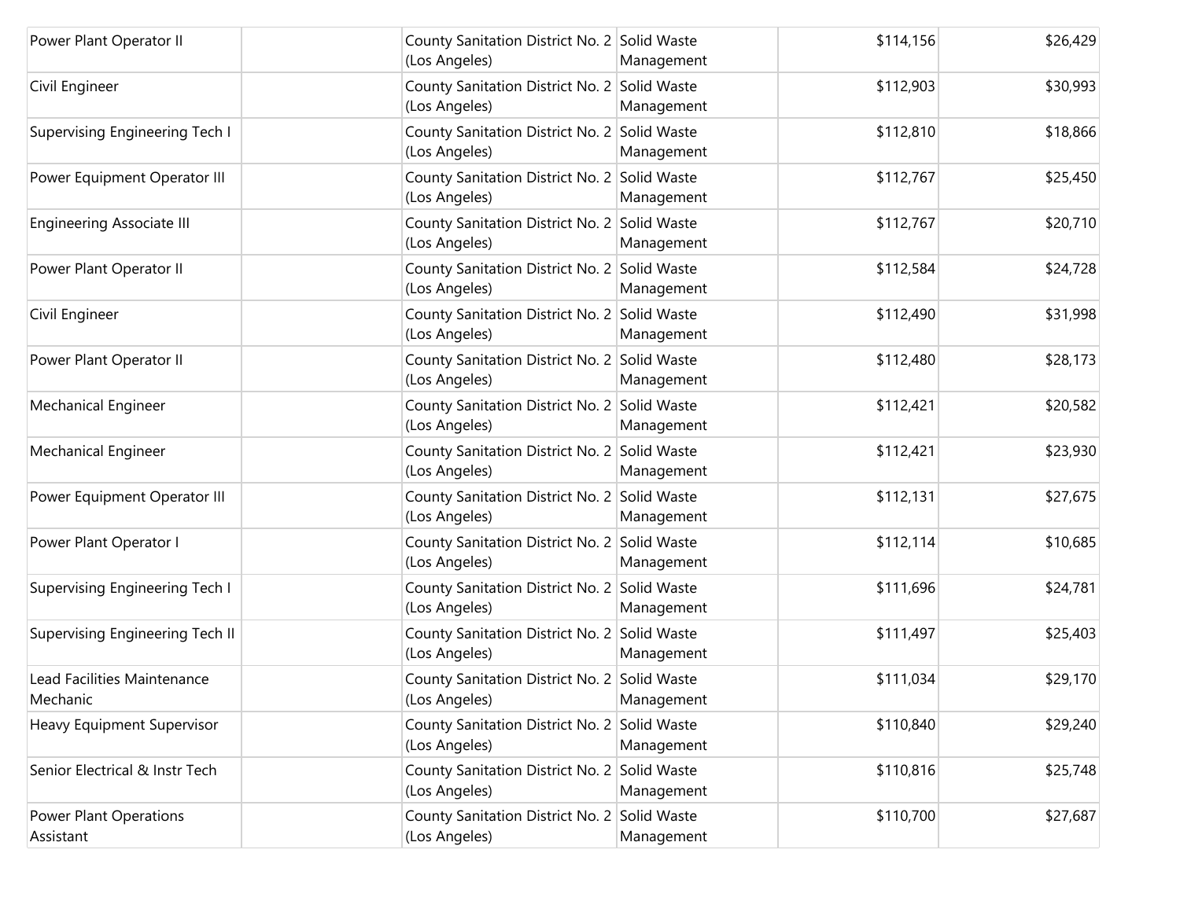| | | | | | |
|---|---|---|---|---|---|
| Power Plant Operator II | | County Sanitation District No. 2 (Los Angeles) | Solid Waste Management | $114,156 | $26,429 |
| Civil Engineer | | County Sanitation District No. 2 (Los Angeles) | Solid Waste Management | $112,903 | $30,993 |
| Supervising Engineering Tech I | | County Sanitation District No. 2 (Los Angeles) | Solid Waste Management | $112,810 | $18,866 |
| Power Equipment Operator III | | County Sanitation District No. 2 (Los Angeles) | Solid Waste Management | $112,767 | $25,450 |
| Engineering Associate III | | County Sanitation District No. 2 (Los Angeles) | Solid Waste Management | $112,767 | $20,710 |
| Power Plant Operator II | | County Sanitation District No. 2 (Los Angeles) | Solid Waste Management | $112,584 | $24,728 |
| Civil Engineer | | County Sanitation District No. 2 (Los Angeles) | Solid Waste Management | $112,490 | $31,998 |
| Power Plant Operator II | | County Sanitation District No. 2 (Los Angeles) | Solid Waste Management | $112,480 | $28,173 |
| Mechanical Engineer | | County Sanitation District No. 2 (Los Angeles) | Solid Waste Management | $112,421 | $20,582 |
| Mechanical Engineer | | County Sanitation District No. 2 (Los Angeles) | Solid Waste Management | $112,421 | $23,930 |
| Power Equipment Operator III | | County Sanitation District No. 2 (Los Angeles) | Solid Waste Management | $112,131 | $27,675 |
| Power Plant Operator I | | County Sanitation District No. 2 (Los Angeles) | Solid Waste Management | $112,114 | $10,685 |
| Supervising Engineering Tech I | | County Sanitation District No. 2 (Los Angeles) | Solid Waste Management | $111,696 | $24,781 |
| Supervising Engineering Tech II | | County Sanitation District No. 2 (Los Angeles) | Solid Waste Management | $111,497 | $25,403 |
| Lead Facilities Maintenance Mechanic | | County Sanitation District No. 2 (Los Angeles) | Solid Waste Management | $111,034 | $29,170 |
| Heavy Equipment Supervisor | | County Sanitation District No. 2 (Los Angeles) | Solid Waste Management | $110,840 | $29,240 |
| Senior Electrical & Instr Tech | | County Sanitation District No. 2 (Los Angeles) | Solid Waste Management | $110,816 | $25,748 |
| Power Plant Operations Assistant | | County Sanitation District No. 2 (Los Angeles) | Solid Waste Management | $110,700 | $27,687 |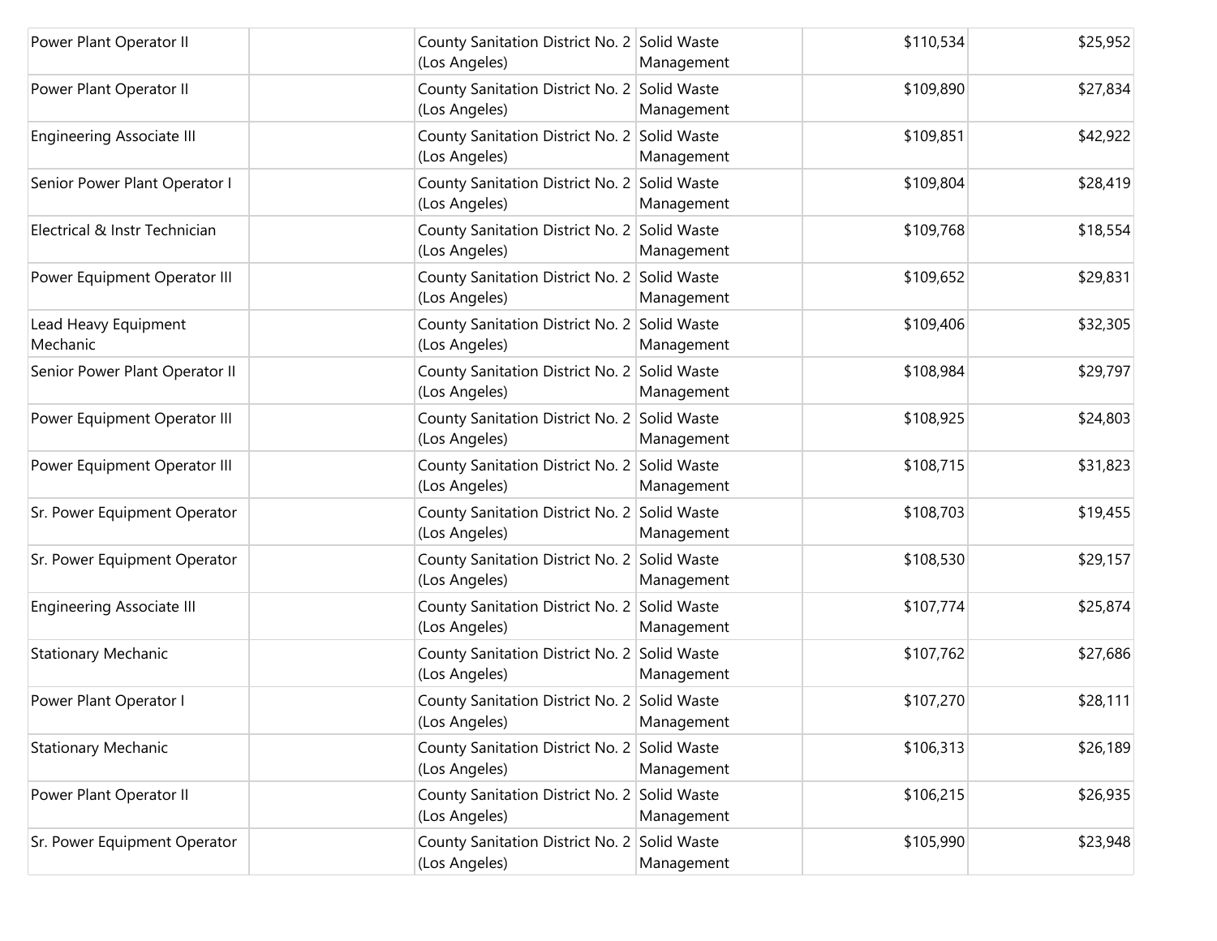| | | | | | |
|---|---|---|---|---|---|
| Power Plant Operator II | | County Sanitation District No. 2 (Los Angeles) | Solid Waste Management | $110,534 | $25,952 |
| Power Plant Operator II | | County Sanitation District No. 2 (Los Angeles) | Solid Waste Management | $109,890 | $27,834 |
| Engineering Associate III | | County Sanitation District No. 2 (Los Angeles) | Solid Waste Management | $109,851 | $42,922 |
| Senior Power Plant Operator I | | County Sanitation District No. 2 (Los Angeles) | Solid Waste Management | $109,804 | $28,419 |
| Electrical & Instr Technician | | County Sanitation District No. 2 (Los Angeles) | Solid Waste Management | $109,768 | $18,554 |
| Power Equipment Operator III | | County Sanitation District No. 2 (Los Angeles) | Solid Waste Management | $109,652 | $29,831 |
| Lead Heavy Equipment Mechanic | | County Sanitation District No. 2 (Los Angeles) | Solid Waste Management | $109,406 | $32,305 |
| Senior Power Plant Operator II | | County Sanitation District No. 2 (Los Angeles) | Solid Waste Management | $108,984 | $29,797 |
| Power Equipment Operator III | | County Sanitation District No. 2 (Los Angeles) | Solid Waste Management | $108,925 | $24,803 |
| Power Equipment Operator III | | County Sanitation District No. 2 (Los Angeles) | Solid Waste Management | $108,715 | $31,823 |
| Sr. Power Equipment Operator | | County Sanitation District No. 2 (Los Angeles) | Solid Waste Management | $108,703 | $19,455 |
| Sr. Power Equipment Operator | | County Sanitation District No. 2 (Los Angeles) | Solid Waste Management | $108,530 | $29,157 |
| Engineering Associate III | | County Sanitation District No. 2 (Los Angeles) | Solid Waste Management | $107,774 | $25,874 |
| Stationary Mechanic | | County Sanitation District No. 2 (Los Angeles) | Solid Waste Management | $107,762 | $27,686 |
| Power Plant Operator I | | County Sanitation District No. 2 (Los Angeles) | Solid Waste Management | $107,270 | $28,111 |
| Stationary Mechanic | | County Sanitation District No. 2 (Los Angeles) | Solid Waste Management | $106,313 | $26,189 |
| Power Plant Operator II | | County Sanitation District No. 2 (Los Angeles) | Solid Waste Management | $106,215 | $26,935 |
| Sr. Power Equipment Operator | | County Sanitation District No. 2 (Los Angeles) | Solid Waste Management | $105,990 | $23,948 |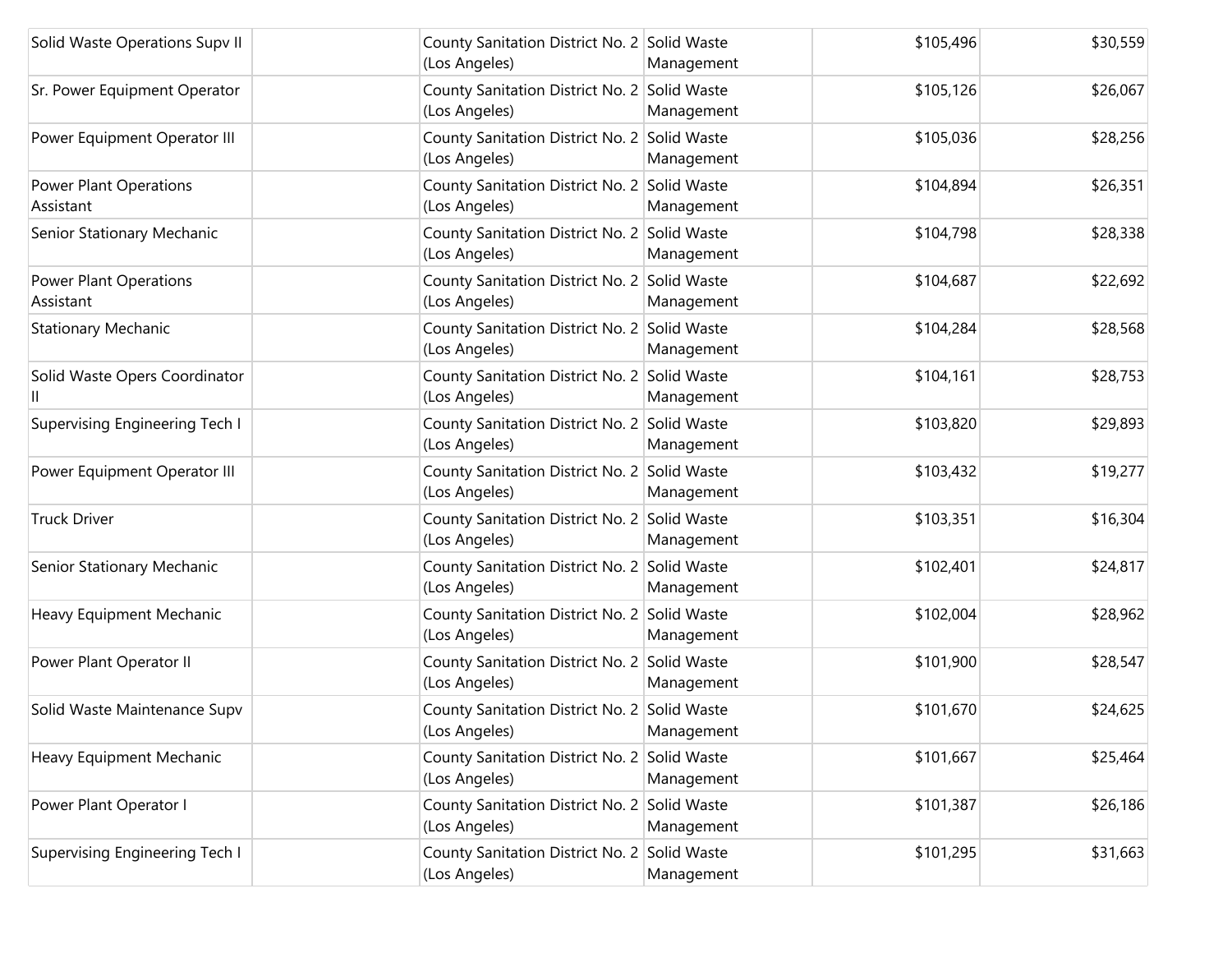| | | | | | |
|---|---|---|---|---|---|
| Solid Waste Operations Supv II | | County Sanitation District No. 2 (Los Angeles) | Solid Waste Management | $105,496 | $30,559 |
| Sr. Power Equipment Operator | | County Sanitation District No. 2 (Los Angeles) | Solid Waste Management | $105,126 | $26,067 |
| Power Equipment Operator III | | County Sanitation District No. 2 (Los Angeles) | Solid Waste Management | $105,036 | $28,256 |
| Power Plant Operations Assistant | | County Sanitation District No. 2 (Los Angeles) | Solid Waste Management | $104,894 | $26,351 |
| Senior Stationary Mechanic | | County Sanitation District No. 2 (Los Angeles) | Solid Waste Management | $104,798 | $28,338 |
| Power Plant Operations Assistant | | County Sanitation District No. 2 (Los Angeles) | Solid Waste Management | $104,687 | $22,692 |
| Stationary Mechanic | | County Sanitation District No. 2 (Los Angeles) | Solid Waste Management | $104,284 | $28,568 |
| Solid Waste Opers Coordinator II | | County Sanitation District No. 2 (Los Angeles) | Solid Waste Management | $104,161 | $28,753 |
| Supervising Engineering Tech I | | County Sanitation District No. 2 (Los Angeles) | Solid Waste Management | $103,820 | $29,893 |
| Power Equipment Operator III | | County Sanitation District No. 2 (Los Angeles) | Solid Waste Management | $103,432 | $19,277 |
| Truck Driver | | County Sanitation District No. 2 (Los Angeles) | Solid Waste Management | $103,351 | $16,304 |
| Senior Stationary Mechanic | | County Sanitation District No. 2 (Los Angeles) | Solid Waste Management | $102,401 | $24,817 |
| Heavy Equipment Mechanic | | County Sanitation District No. 2 (Los Angeles) | Solid Waste Management | $102,004 | $28,962 |
| Power Plant Operator II | | County Sanitation District No. 2 (Los Angeles) | Solid Waste Management | $101,900 | $28,547 |
| Solid Waste Maintenance Supv | | County Sanitation District No. 2 (Los Angeles) | Solid Waste Management | $101,670 | $24,625 |
| Heavy Equipment Mechanic | | County Sanitation District No. 2 (Los Angeles) | Solid Waste Management | $101,667 | $25,464 |
| Power Plant Operator I | | County Sanitation District No. 2 (Los Angeles) | Solid Waste Management | $101,387 | $26,186 |
| Supervising Engineering Tech I | | County Sanitation District No. 2 (Los Angeles) | Solid Waste Management | $101,295 | $31,663 |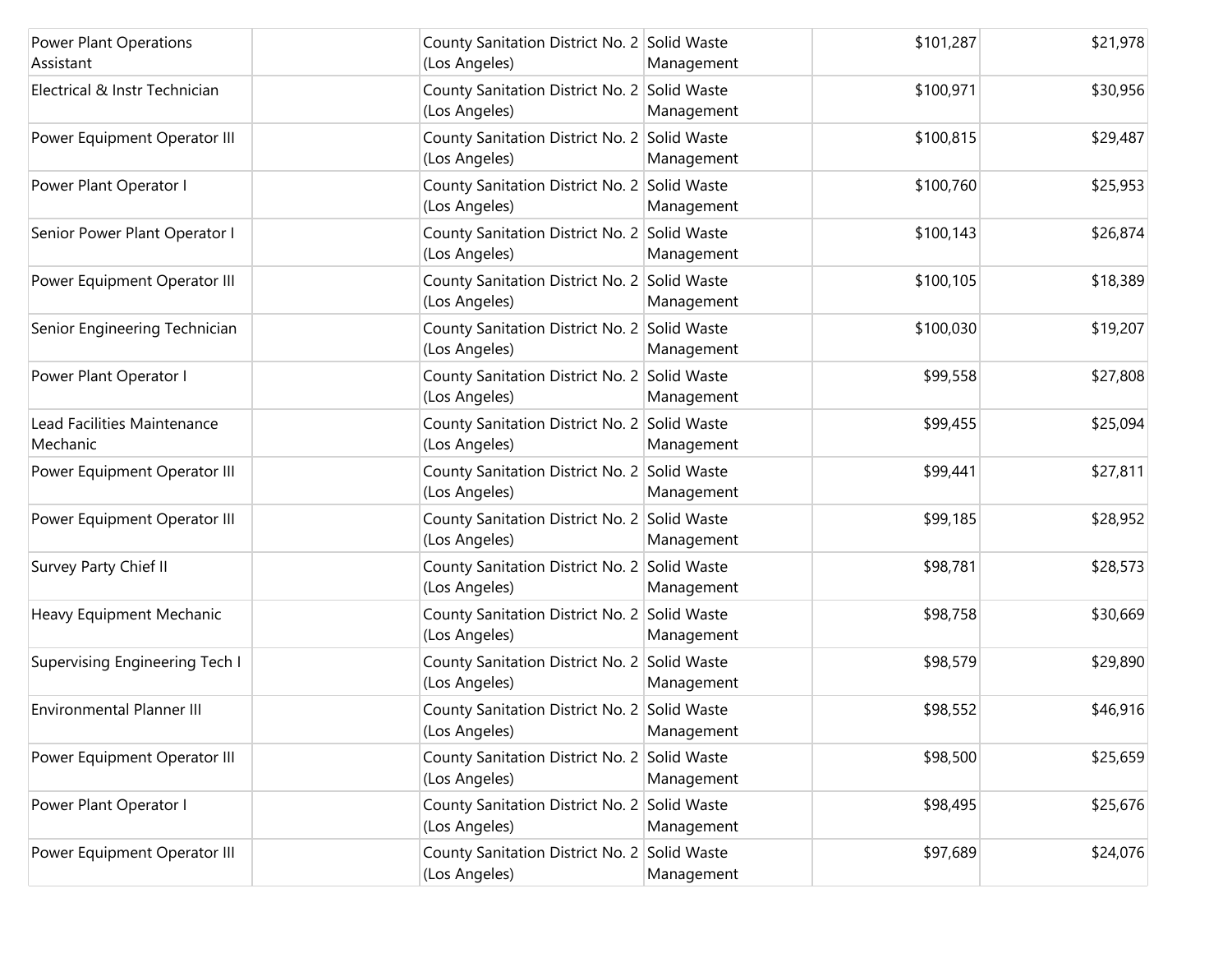| | | | | | |
|---|---|---|---|---|---|
| Power Plant Operations Assistant | | County Sanitation District No. 2 (Los Angeles) | Solid Waste Management | $101,287 | $21,978 |
| Electrical & Instr Technician | | County Sanitation District No. 2 (Los Angeles) | Solid Waste Management | $100,971 | $30,956 |
| Power Equipment Operator III | | County Sanitation District No. 2 (Los Angeles) | Solid Waste Management | $100,815 | $29,487 |
| Power Plant Operator I | | County Sanitation District No. 2 (Los Angeles) | Solid Waste Management | $100,760 | $25,953 |
| Senior Power Plant Operator I | | County Sanitation District No. 2 (Los Angeles) | Solid Waste Management | $100,143 | $26,874 |
| Power Equipment Operator III | | County Sanitation District No. 2 (Los Angeles) | Solid Waste Management | $100,105 | $18,389 |
| Senior Engineering Technician | | County Sanitation District No. 2 (Los Angeles) | Solid Waste Management | $100,030 | $19,207 |
| Power Plant Operator I | | County Sanitation District No. 2 (Los Angeles) | Solid Waste Management | $99,558 | $27,808 |
| Lead Facilities Maintenance Mechanic | | County Sanitation District No. 2 (Los Angeles) | Solid Waste Management | $99,455 | $25,094 |
| Power Equipment Operator III | | County Sanitation District No. 2 (Los Angeles) | Solid Waste Management | $99,441 | $27,811 |
| Power Equipment Operator III | | County Sanitation District No. 2 (Los Angeles) | Solid Waste Management | $99,185 | $28,952 |
| Survey Party Chief II | | County Sanitation District No. 2 (Los Angeles) | Solid Waste Management | $98,781 | $28,573 |
| Heavy Equipment Mechanic | | County Sanitation District No. 2 (Los Angeles) | Solid Waste Management | $98,758 | $30,669 |
| Supervising Engineering Tech I | | County Sanitation District No. 2 (Los Angeles) | Solid Waste Management | $98,579 | $29,890 |
| Environmental Planner III | | County Sanitation District No. 2 (Los Angeles) | Solid Waste Management | $98,552 | $46,916 |
| Power Equipment Operator III | | County Sanitation District No. 2 (Los Angeles) | Solid Waste Management | $98,500 | $25,659 |
| Power Plant Operator I | | County Sanitation District No. 2 (Los Angeles) | Solid Waste Management | $98,495 | $25,676 |
| Power Equipment Operator III | | County Sanitation District No. 2 (Los Angeles) | Solid Waste Management | $97,689 | $24,076 |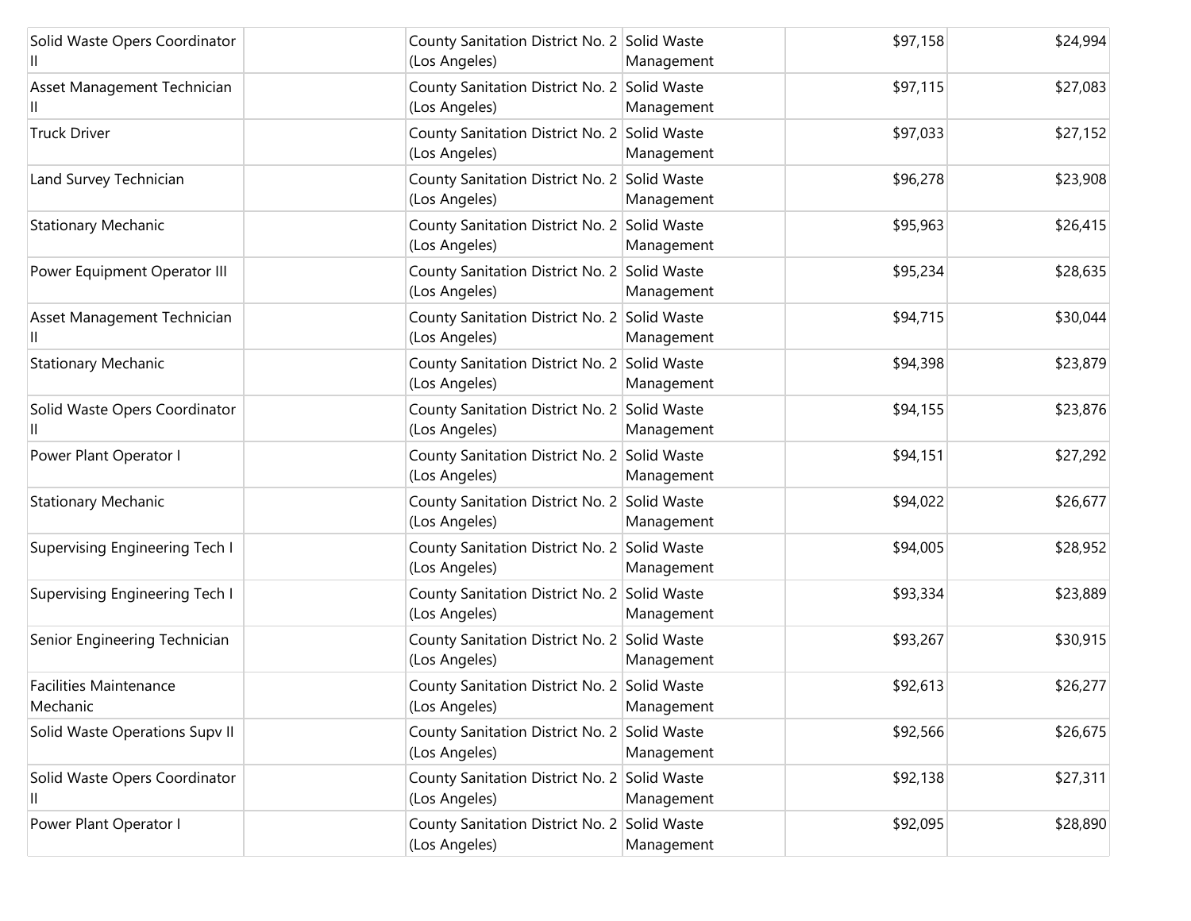| | | | | | |
|---|---|---|---|---|---|
| Solid Waste Opers Coordinator II | | County Sanitation District No. 2 (Los Angeles) | Solid Waste Management | $97,158 | $24,994 |
| Asset Management Technician II | | County Sanitation District No. 2 (Los Angeles) | Solid Waste Management | $97,115 | $27,083 |
| Truck Driver | | County Sanitation District No. 2 (Los Angeles) | Solid Waste Management | $97,033 | $27,152 |
| Land Survey Technician | | County Sanitation District No. 2 (Los Angeles) | Solid Waste Management | $96,278 | $23,908 |
| Stationary Mechanic | | County Sanitation District No. 2 (Los Angeles) | Solid Waste Management | $95,963 | $26,415 |
| Power Equipment Operator III | | County Sanitation District No. 2 (Los Angeles) | Solid Waste Management | $95,234 | $28,635 |
| Asset Management Technician II | | County Sanitation District No. 2 (Los Angeles) | Solid Waste Management | $94,715 | $30,044 |
| Stationary Mechanic | | County Sanitation District No. 2 (Los Angeles) | Solid Waste Management | $94,398 | $23,879 |
| Solid Waste Opers Coordinator II | | County Sanitation District No. 2 (Los Angeles) | Solid Waste Management | $94,155 | $23,876 |
| Power Plant Operator I | | County Sanitation District No. 2 (Los Angeles) | Solid Waste Management | $94,151 | $27,292 |
| Stationary Mechanic | | County Sanitation District No. 2 (Los Angeles) | Solid Waste Management | $94,022 | $26,677 |
| Supervising Engineering Tech I | | County Sanitation District No. 2 (Los Angeles) | Solid Waste Management | $94,005 | $28,952 |
| Supervising Engineering Tech I | | County Sanitation District No. 2 (Los Angeles) | Solid Waste Management | $93,334 | $23,889 |
| Senior Engineering Technician | | County Sanitation District No. 2 (Los Angeles) | Solid Waste Management | $93,267 | $30,915 |
| Facilities Maintenance Mechanic | | County Sanitation District No. 2 (Los Angeles) | Solid Waste Management | $92,613 | $26,277 |
| Solid Waste Operations Supv II | | County Sanitation District No. 2 (Los Angeles) | Solid Waste Management | $92,566 | $26,675 |
| Solid Waste Opers Coordinator II | | County Sanitation District No. 2 (Los Angeles) | Solid Waste Management | $92,138 | $27,311 |
| Power Plant Operator I | | County Sanitation District No. 2 (Los Angeles) | Solid Waste Management | $92,095 | $28,890 |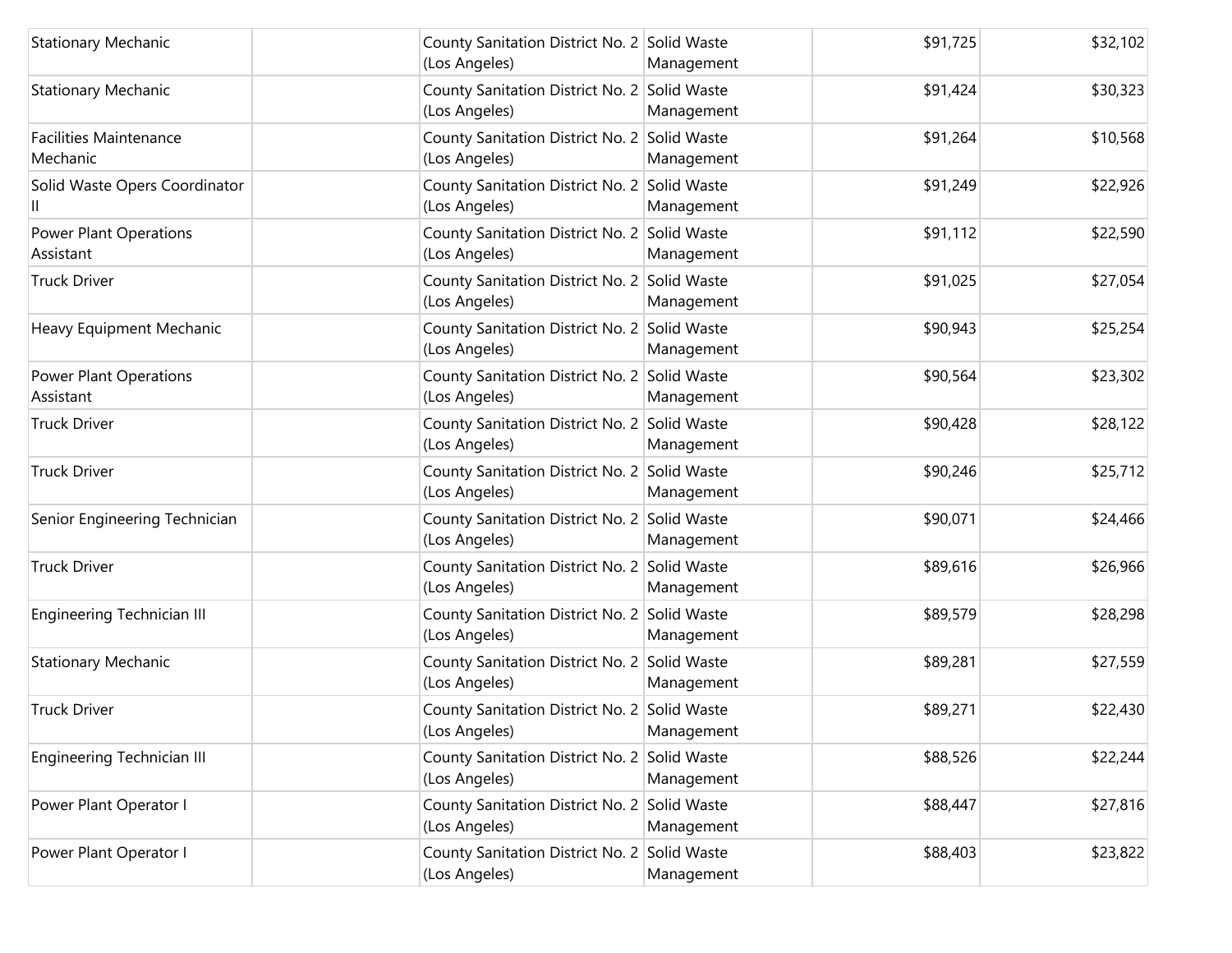| | | | | | |
|---|---|---|---|---|---|
| Stationary Mechanic | | County Sanitation District No. 2 (Los Angeles) | Solid Waste Management | $91,725 | $32,102 |
| Stationary Mechanic | | County Sanitation District No. 2 (Los Angeles) | Solid Waste Management | $91,424 | $30,323 |
| Facilities Maintenance Mechanic | | County Sanitation District No. 2 (Los Angeles) | Solid Waste Management | $91,264 | $10,568 |
| Solid Waste Opers Coordinator II | | County Sanitation District No. 2 (Los Angeles) | Solid Waste Management | $91,249 | $22,926 |
| Power Plant Operations Assistant | | County Sanitation District No. 2 (Los Angeles) | Solid Waste Management | $91,112 | $22,590 |
| Truck Driver | | County Sanitation District No. 2 (Los Angeles) | Solid Waste Management | $91,025 | $27,054 |
| Heavy Equipment Mechanic | | County Sanitation District No. 2 (Los Angeles) | Solid Waste Management | $90,943 | $25,254 |
| Power Plant Operations Assistant | | County Sanitation District No. 2 (Los Angeles) | Solid Waste Management | $90,564 | $23,302 |
| Truck Driver | | County Sanitation District No. 2 (Los Angeles) | Solid Waste Management | $90,428 | $28,122 |
| Truck Driver | | County Sanitation District No. 2 (Los Angeles) | Solid Waste Management | $90,246 | $25,712 |
| Senior Engineering Technician | | County Sanitation District No. 2 (Los Angeles) | Solid Waste Management | $90,071 | $24,466 |
| Truck Driver | | County Sanitation District No. 2 (Los Angeles) | Solid Waste Management | $89,616 | $26,966 |
| Engineering Technician III | | County Sanitation District No. 2 (Los Angeles) | Solid Waste Management | $89,579 | $28,298 |
| Stationary Mechanic | | County Sanitation District No. 2 (Los Angeles) | Solid Waste Management | $89,281 | $27,559 |
| Truck Driver | | County Sanitation District No. 2 (Los Angeles) | Solid Waste Management | $89,271 | $22,430 |
| Engineering Technician III | | County Sanitation District No. 2 (Los Angeles) | Solid Waste Management | $88,526 | $22,244 |
| Power Plant Operator I | | County Sanitation District No. 2 (Los Angeles) | Solid Waste Management | $88,447 | $27,816 |
| Power Plant Operator I | | County Sanitation District No. 2 (Los Angeles) | Solid Waste Management | $88,403 | $23,822 |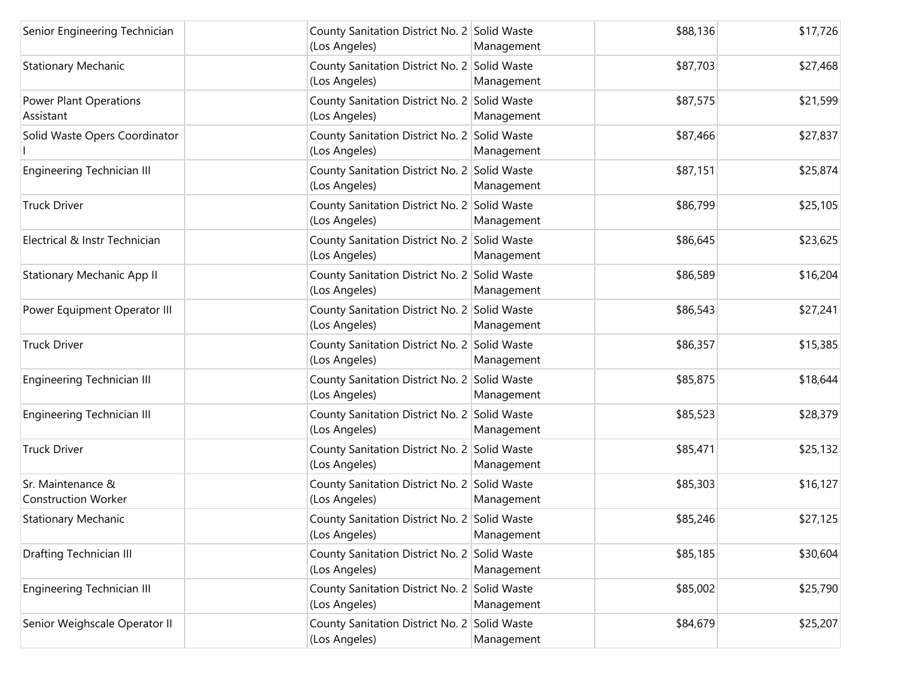| | | | | | |
|---|---|---|---|---|---|
| Senior Engineering Technician | | County Sanitation District No. 2 (Los Angeles) | Solid Waste Management | $88,136 | $17,726 |
| Stationary Mechanic | | County Sanitation District No. 2 (Los Angeles) | Solid Waste Management | $87,703 | $27,468 |
| Power Plant Operations Assistant | | County Sanitation District No. 2 (Los Angeles) | Solid Waste Management | $87,575 | $21,599 |
| Solid Waste Opers Coordinator I | | County Sanitation District No. 2 (Los Angeles) | Solid Waste Management | $87,466 | $27,837 |
| Engineering Technician III | | County Sanitation District No. 2 (Los Angeles) | Solid Waste Management | $87,151 | $25,874 |
| Truck Driver | | County Sanitation District No. 2 (Los Angeles) | Solid Waste Management | $86,799 | $25,105 |
| Electrical & Instr Technician | | County Sanitation District No. 2 (Los Angeles) | Solid Waste Management | $86,645 | $23,625 |
| Stationary Mechanic App II | | County Sanitation District No. 2 (Los Angeles) | Solid Waste Management | $86,589 | $16,204 |
| Power Equipment Operator III | | County Sanitation District No. 2 (Los Angeles) | Solid Waste Management | $86,543 | $27,241 |
| Truck Driver | | County Sanitation District No. 2 (Los Angeles) | Solid Waste Management | $86,357 | $15,385 |
| Engineering Technician III | | County Sanitation District No. 2 (Los Angeles) | Solid Waste Management | $85,875 | $18,644 |
| Engineering Technician III | | County Sanitation District No. 2 (Los Angeles) | Solid Waste Management | $85,523 | $28,379 |
| Truck Driver | | County Sanitation District No. 2 (Los Angeles) | Solid Waste Management | $85,471 | $25,132 |
| Sr. Maintenance & Construction Worker | | County Sanitation District No. 2 (Los Angeles) | Solid Waste Management | $85,303 | $16,127 |
| Stationary Mechanic | | County Sanitation District No. 2 (Los Angeles) | Solid Waste Management | $85,246 | $27,125 |
| Drafting Technician III | | County Sanitation District No. 2 (Los Angeles) | Solid Waste Management | $85,185 | $30,604 |
| Engineering Technician III | | County Sanitation District No. 2 (Los Angeles) | Solid Waste Management | $85,002 | $25,790 |
| Senior Weighscale Operator II | | County Sanitation District No. 2 (Los Angeles) | Solid Waste Management | $84,679 | $25,207 |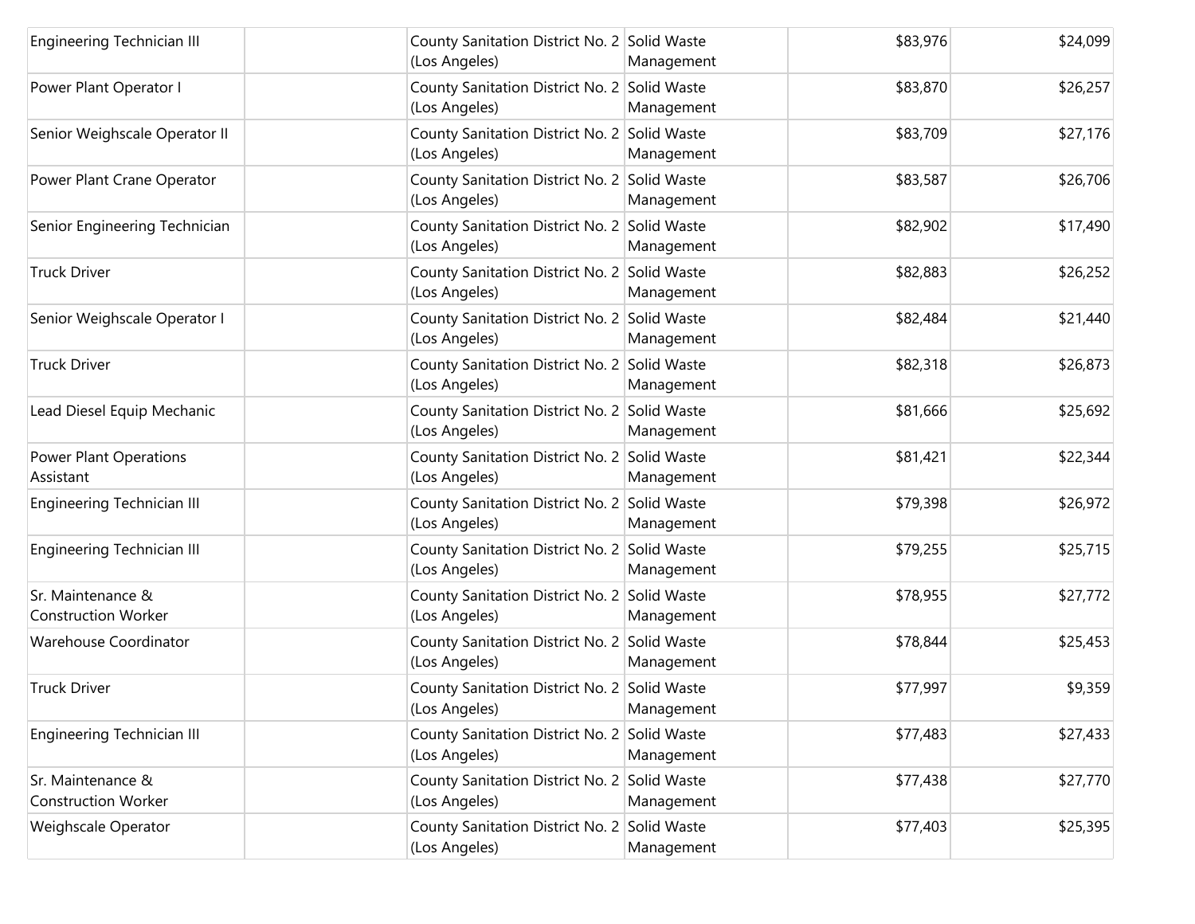| | | | | | |
|---|---|---|---|---|---|
| Engineering Technician III | | County Sanitation District No. 2 (Los Angeles) | Solid Waste Management | $83,976 | $24,099 |
| Power Plant Operator I | | County Sanitation District No. 2 (Los Angeles) | Solid Waste Management | $83,870 | $26,257 |
| Senior Weighscale Operator II | | County Sanitation District No. 2 (Los Angeles) | Solid Waste Management | $83,709 | $27,176 |
| Power Plant Crane Operator | | County Sanitation District No. 2 (Los Angeles) | Solid Waste Management | $83,587 | $26,706 |
| Senior Engineering Technician | | County Sanitation District No. 2 (Los Angeles) | Solid Waste Management | $82,902 | $17,490 |
| Truck Driver | | County Sanitation District No. 2 (Los Angeles) | Solid Waste Management | $82,883 | $26,252 |
| Senior Weighscale Operator I | | County Sanitation District No. 2 (Los Angeles) | Solid Waste Management | $82,484 | $21,440 |
| Truck Driver | | County Sanitation District No. 2 (Los Angeles) | Solid Waste Management | $82,318 | $26,873 |
| Lead Diesel Equip Mechanic | | County Sanitation District No. 2 (Los Angeles) | Solid Waste Management | $81,666 | $25,692 |
| Power Plant Operations Assistant | | County Sanitation District No. 2 (Los Angeles) | Solid Waste Management | $81,421 | $22,344 |
| Engineering Technician III | | County Sanitation District No. 2 (Los Angeles) | Solid Waste Management | $79,398 | $26,972 |
| Engineering Technician III | | County Sanitation District No. 2 (Los Angeles) | Solid Waste Management | $79,255 | $25,715 |
| Sr. Maintenance & Construction Worker | | County Sanitation District No. 2 (Los Angeles) | Solid Waste Management | $78,955 | $27,772 |
| Warehouse Coordinator | | County Sanitation District No. 2 (Los Angeles) | Solid Waste Management | $78,844 | $25,453 |
| Truck Driver | | County Sanitation District No. 2 (Los Angeles) | Solid Waste Management | $77,997 | $9,359 |
| Engineering Technician III | | County Sanitation District No. 2 (Los Angeles) | Solid Waste Management | $77,483 | $27,433 |
| Sr. Maintenance & Construction Worker | | County Sanitation District No. 2 (Los Angeles) | Solid Waste Management | $77,438 | $27,770 |
| Weighscale Operator | | County Sanitation District No. 2 (Los Angeles) | Solid Waste Management | $77,403 | $25,395 |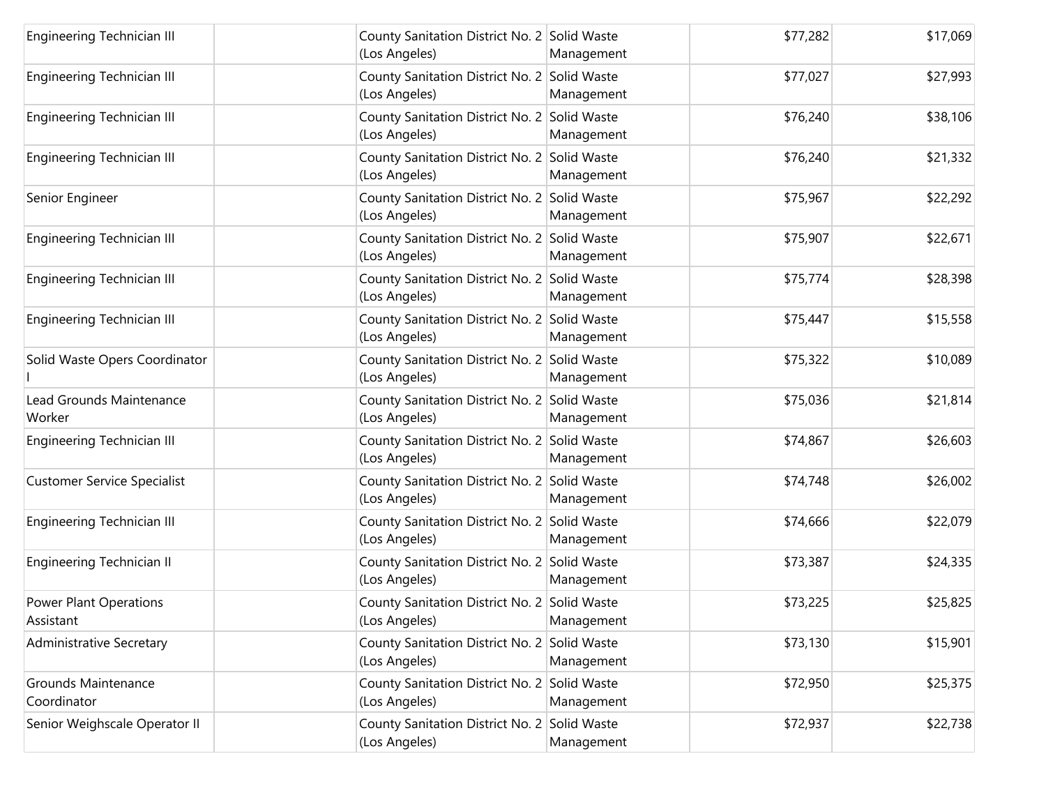| | | | | | |
|---|---|---|---|---|---|
| Engineering Technician III | | County Sanitation District No. 2 (Los Angeles) | Solid Waste Management | $77,282 | $17,069 |
| Engineering Technician III | | County Sanitation District No. 2 (Los Angeles) | Solid Waste Management | $77,027 | $27,993 |
| Engineering Technician III | | County Sanitation District No. 2 (Los Angeles) | Solid Waste Management | $76,240 | $38,106 |
| Engineering Technician III | | County Sanitation District No. 2 (Los Angeles) | Solid Waste Management | $76,240 | $21,332 |
| Senior Engineer | | County Sanitation District No. 2 (Los Angeles) | Solid Waste Management | $75,967 | $22,292 |
| Engineering Technician III | | County Sanitation District No. 2 (Los Angeles) | Solid Waste Management | $75,907 | $22,671 |
| Engineering Technician III | | County Sanitation District No. 2 (Los Angeles) | Solid Waste Management | $75,774 | $28,398 |
| Engineering Technician III | | County Sanitation District No. 2 (Los Angeles) | Solid Waste Management | $75,447 | $15,558 |
| Solid Waste Opers Coordinator I | | County Sanitation District No. 2 (Los Angeles) | Solid Waste Management | $75,322 | $10,089 |
| Lead Grounds Maintenance Worker | | County Sanitation District No. 2 (Los Angeles) | Solid Waste Management | $75,036 | $21,814 |
| Engineering Technician III | | County Sanitation District No. 2 (Los Angeles) | Solid Waste Management | $74,867 | $26,603 |
| Customer Service Specialist | | County Sanitation District No. 2 (Los Angeles) | Solid Waste Management | $74,748 | $26,002 |
| Engineering Technician III | | County Sanitation District No. 2 (Los Angeles) | Solid Waste Management | $74,666 | $22,079 |
| Engineering Technician II | | County Sanitation District No. 2 (Los Angeles) | Solid Waste Management | $73,387 | $24,335 |
| Power Plant Operations Assistant | | County Sanitation District No. 2 (Los Angeles) | Solid Waste Management | $73,225 | $25,825 |
| Administrative Secretary | | County Sanitation District No. 2 (Los Angeles) | Solid Waste Management | $73,130 | $15,901 |
| Grounds Maintenance Coordinator | | County Sanitation District No. 2 (Los Angeles) | Solid Waste Management | $72,950 | $25,375 |
| Senior Weighscale Operator II | | County Sanitation District No. 2 (Los Angeles) | Solid Waste Management | $72,937 | $22,738 |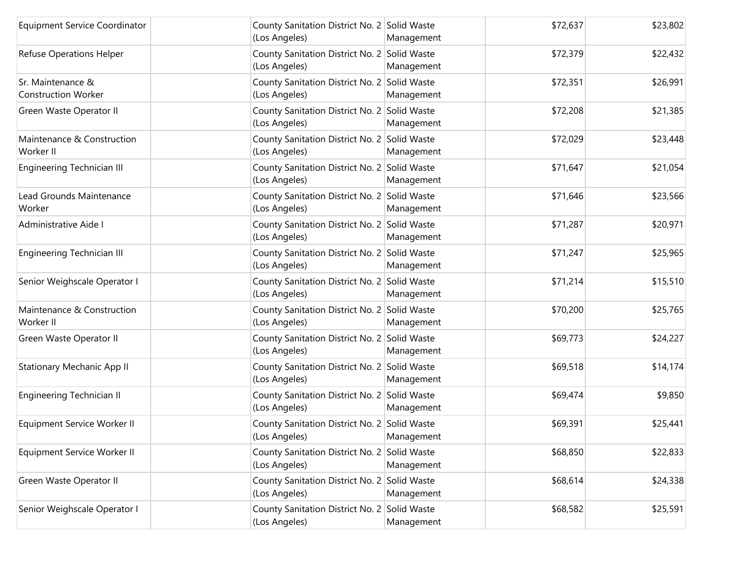| | | | | | |
|---|---|---|---|---|---|
| Equipment Service Coordinator | | County Sanitation District No. 2 (Los Angeles) | Solid Waste Management | $72,637 | $23,802 |
| Refuse Operations Helper | | County Sanitation District No. 2 (Los Angeles) | Solid Waste Management | $72,379 | $22,432 |
| Sr. Maintenance & Construction Worker | | County Sanitation District No. 2 (Los Angeles) | Solid Waste Management | $72,351 | $26,991 |
| Green Waste Operator II | | County Sanitation District No. 2 (Los Angeles) | Solid Waste Management | $72,208 | $21,385 |
| Maintenance & Construction Worker II | | County Sanitation District No. 2 (Los Angeles) | Solid Waste Management | $72,029 | $23,448 |
| Engineering Technician III | | County Sanitation District No. 2 (Los Angeles) | Solid Waste Management | $71,647 | $21,054 |
| Lead Grounds Maintenance Worker | | County Sanitation District No. 2 (Los Angeles) | Solid Waste Management | $71,646 | $23,566 |
| Administrative Aide I | | County Sanitation District No. 2 (Los Angeles) | Solid Waste Management | $71,287 | $20,971 |
| Engineering Technician III | | County Sanitation District No. 2 (Los Angeles) | Solid Waste Management | $71,247 | $25,965 |
| Senior Weighscale Operator I | | County Sanitation District No. 2 (Los Angeles) | Solid Waste Management | $71,214 | $15,510 |
| Maintenance & Construction Worker II | | County Sanitation District No. 2 (Los Angeles) | Solid Waste Management | $70,200 | $25,765 |
| Green Waste Operator II | | County Sanitation District No. 2 (Los Angeles) | Solid Waste Management | $69,773 | $24,227 |
| Stationary Mechanic App II | | County Sanitation District No. 2 (Los Angeles) | Solid Waste Management | $69,518 | $14,174 |
| Engineering Technician II | | County Sanitation District No. 2 (Los Angeles) | Solid Waste Management | $69,474 | $9,850 |
| Equipment Service Worker II | | County Sanitation District No. 2 (Los Angeles) | Solid Waste Management | $69,391 | $25,441 |
| Equipment Service Worker II | | County Sanitation District No. 2 (Los Angeles) | Solid Waste Management | $68,850 | $22,833 |
| Green Waste Operator II | | County Sanitation District No. 2 (Los Angeles) | Solid Waste Management | $68,614 | $24,338 |
| Senior Weighscale Operator I | | County Sanitation District No. 2 (Los Angeles) | Solid Waste Management | $68,582 | $25,591 |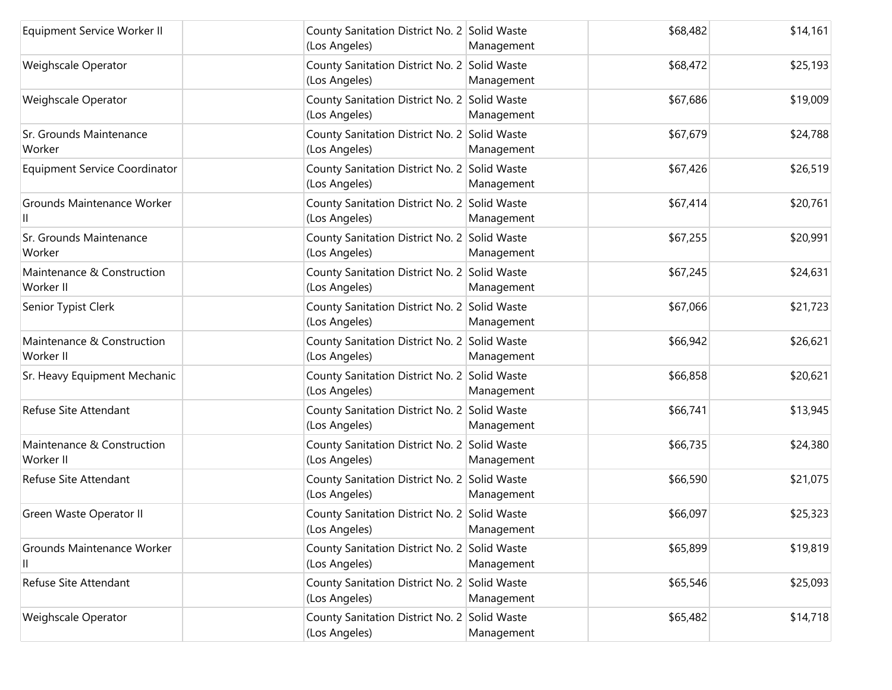| | | | | | |
|---|---|---|---|---|---|
| Equipment Service Worker II | | County Sanitation District No. 2 (Los Angeles) | Solid Waste Management | $68,482 | $14,161 |
| Weighscale Operator | | County Sanitation District No. 2 (Los Angeles) | Solid Waste Management | $68,472 | $25,193 |
| Weighscale Operator | | County Sanitation District No. 2 (Los Angeles) | Solid Waste Management | $67,686 | $19,009 |
| Sr. Grounds Maintenance Worker | | County Sanitation District No. 2 (Los Angeles) | Solid Waste Management | $67,679 | $24,788 |
| Equipment Service Coordinator | | County Sanitation District No. 2 (Los Angeles) | Solid Waste Management | $67,426 | $26,519 |
| Grounds Maintenance Worker II | | County Sanitation District No. 2 (Los Angeles) | Solid Waste Management | $67,414 | $20,761 |
| Sr. Grounds Maintenance Worker | | County Sanitation District No. 2 (Los Angeles) | Solid Waste Management | $67,255 | $20,991 |
| Maintenance & Construction Worker II | | County Sanitation District No. 2 (Los Angeles) | Solid Waste Management | $67,245 | $24,631 |
| Senior Typist Clerk | | County Sanitation District No. 2 (Los Angeles) | Solid Waste Management | $67,066 | $21,723 |
| Maintenance & Construction Worker II | | County Sanitation District No. 2 (Los Angeles) | Solid Waste Management | $66,942 | $26,621 |
| Sr. Heavy Equipment Mechanic | | County Sanitation District No. 2 (Los Angeles) | Solid Waste Management | $66,858 | $20,621 |
| Refuse Site Attendant | | County Sanitation District No. 2 (Los Angeles) | Solid Waste Management | $66,741 | $13,945 |
| Maintenance & Construction Worker II | | County Sanitation District No. 2 (Los Angeles) | Solid Waste Management | $66,735 | $24,380 |
| Refuse Site Attendant | | County Sanitation District No. 2 (Los Angeles) | Solid Waste Management | $66,590 | $21,075 |
| Green Waste Operator II | | County Sanitation District No. 2 (Los Angeles) | Solid Waste Management | $66,097 | $25,323 |
| Grounds Maintenance Worker II | | County Sanitation District No. 2 (Los Angeles) | Solid Waste Management | $65,899 | $19,819 |
| Refuse Site Attendant | | County Sanitation District No. 2 (Los Angeles) | Solid Waste Management | $65,546 | $25,093 |
| Weighscale Operator | | County Sanitation District No. 2 (Los Angeles) | Solid Waste Management | $65,482 | $14,718 |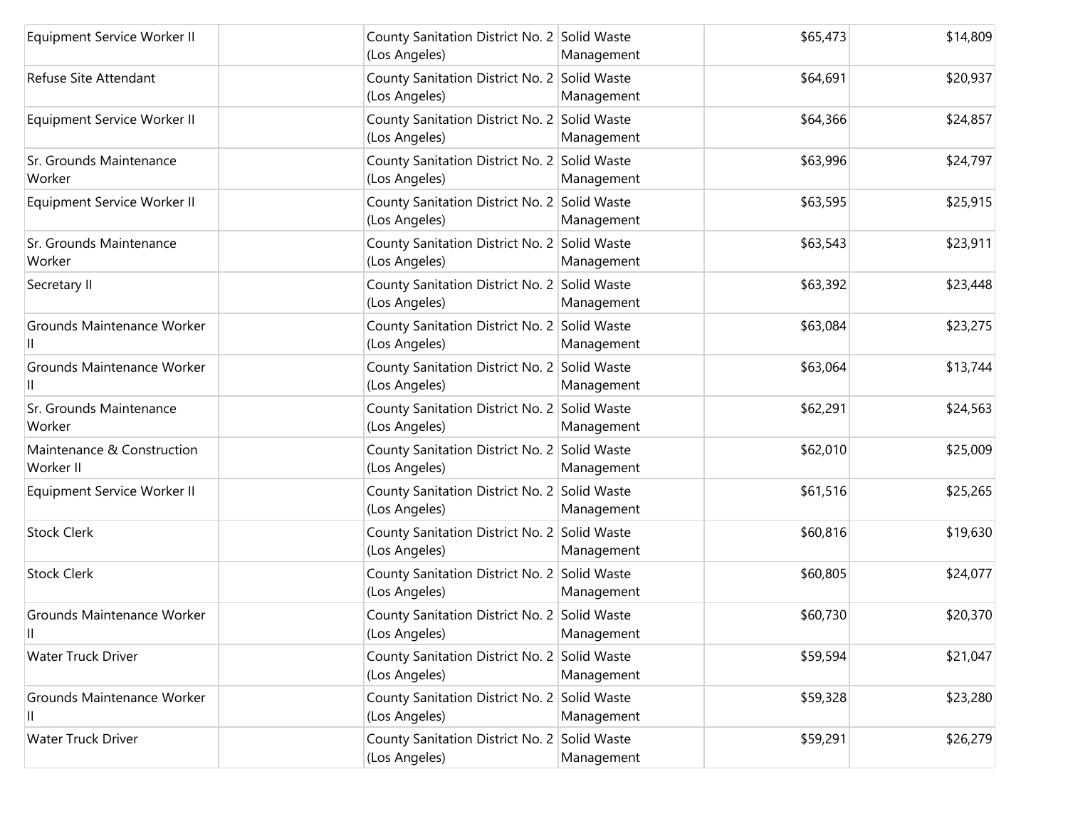| | | | | | |
|---|---|---|---|---|---|
| Equipment Service Worker II | | County Sanitation District No. 2 (Los Angeles) | Solid Waste Management | $65,473 | $14,809 |
| Refuse Site Attendant | | County Sanitation District No. 2 (Los Angeles) | Solid Waste Management | $64,691 | $20,937 |
| Equipment Service Worker II | | County Sanitation District No. 2 (Los Angeles) | Solid Waste Management | $64,366 | $24,857 |
| Sr. Grounds Maintenance Worker | | County Sanitation District No. 2 (Los Angeles) | Solid Waste Management | $63,996 | $24,797 |
| Equipment Service Worker II | | County Sanitation District No. 2 (Los Angeles) | Solid Waste Management | $63,595 | $25,915 |
| Sr. Grounds Maintenance Worker | | County Sanitation District No. 2 (Los Angeles) | Solid Waste Management | $63,543 | $23,911 |
| Secretary II | | County Sanitation District No. 2 (Los Angeles) | Solid Waste Management | $63,392 | $23,448 |
| Grounds Maintenance Worker II | | County Sanitation District No. 2 (Los Angeles) | Solid Waste Management | $63,084 | $23,275 |
| Grounds Maintenance Worker II | | County Sanitation District No. 2 (Los Angeles) | Solid Waste Management | $63,064 | $13,744 |
| Sr. Grounds Maintenance Worker | | County Sanitation District No. 2 (Los Angeles) | Solid Waste Management | $62,291 | $24,563 |
| Maintenance & Construction Worker II | | County Sanitation District No. 2 (Los Angeles) | Solid Waste Management | $62,010 | $25,009 |
| Equipment Service Worker II | | County Sanitation District No. 2 (Los Angeles) | Solid Waste Management | $61,516 | $25,265 |
| Stock Clerk | | County Sanitation District No. 2 (Los Angeles) | Solid Waste Management | $60,816 | $19,630 |
| Stock Clerk | | County Sanitation District No. 2 (Los Angeles) | Solid Waste Management | $60,805 | $24,077 |
| Grounds Maintenance Worker II | | County Sanitation District No. 2 (Los Angeles) | Solid Waste Management | $60,730 | $20,370 |
| Water Truck Driver | | County Sanitation District No. 2 (Los Angeles) | Solid Waste Management | $59,594 | $21,047 |
| Grounds Maintenance Worker II | | County Sanitation District No. 2 (Los Angeles) | Solid Waste Management | $59,328 | $23,280 |
| Water Truck Driver | | County Sanitation District No. 2 (Los Angeles) | Solid Waste Management | $59,291 | $26,279 |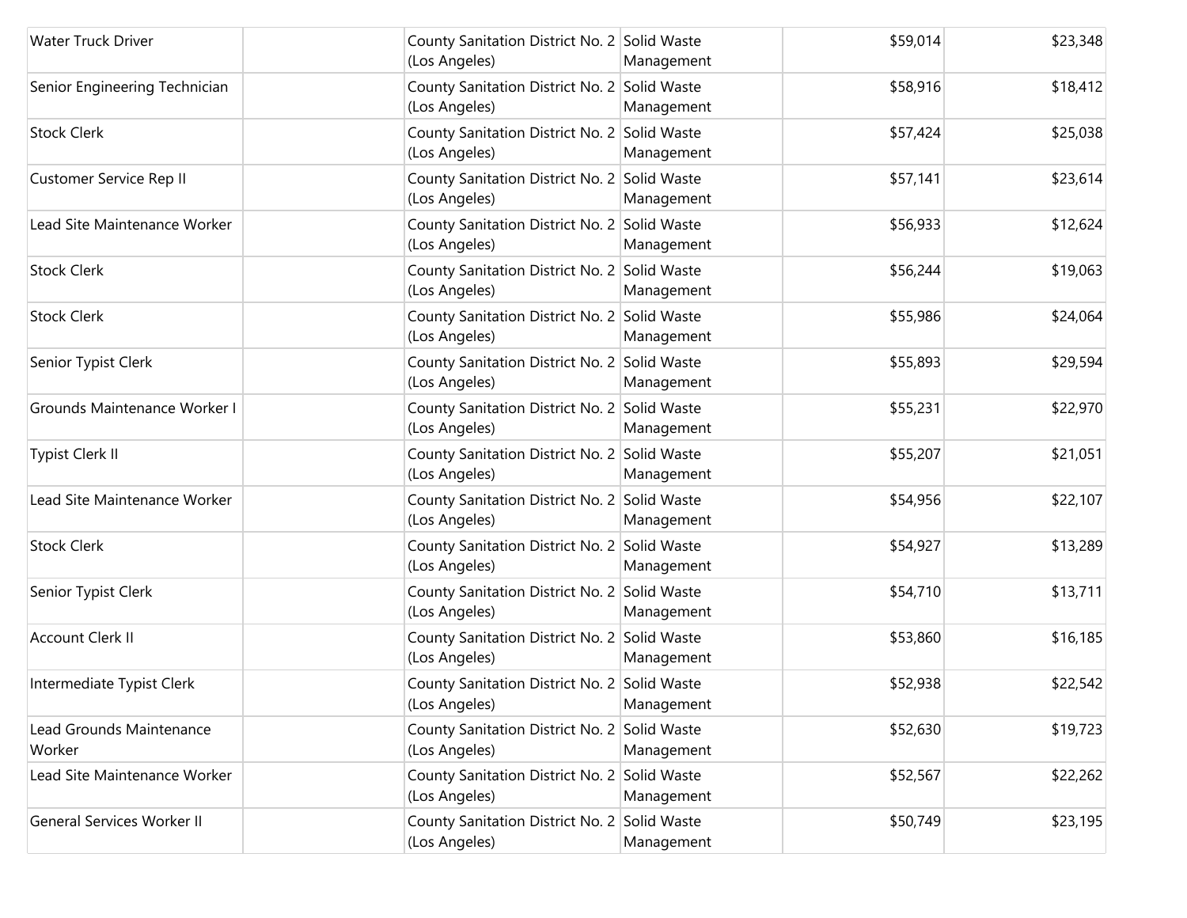| | | | | | |
|---|---|---|---|---|---|
| Water Truck Driver | | County Sanitation District No. 2 (Los Angeles) | Solid Waste Management | $59,014 | $23,348 |
| Senior Engineering Technician | | County Sanitation District No. 2 (Los Angeles) | Solid Waste Management | $58,916 | $18,412 |
| Stock Clerk | | County Sanitation District No. 2 (Los Angeles) | Solid Waste Management | $57,424 | $25,038 |
| Customer Service Rep II | | County Sanitation District No. 2 (Los Angeles) | Solid Waste Management | $57,141 | $23,614 |
| Lead Site Maintenance Worker | | County Sanitation District No. 2 (Los Angeles) | Solid Waste Management | $56,933 | $12,624 |
| Stock Clerk | | County Sanitation District No. 2 (Los Angeles) | Solid Waste Management | $56,244 | $19,063 |
| Stock Clerk | | County Sanitation District No. 2 (Los Angeles) | Solid Waste Management | $55,986 | $24,064 |
| Senior Typist Clerk | | County Sanitation District No. 2 (Los Angeles) | Solid Waste Management | $55,893 | $29,594 |
| Grounds Maintenance Worker I | | County Sanitation District No. 2 (Los Angeles) | Solid Waste Management | $55,231 | $22,970 |
| Typist Clerk II | | County Sanitation District No. 2 (Los Angeles) | Solid Waste Management | $55,207 | $21,051 |
| Lead Site Maintenance Worker | | County Sanitation District No. 2 (Los Angeles) | Solid Waste Management | $54,956 | $22,107 |
| Stock Clerk | | County Sanitation District No. 2 (Los Angeles) | Solid Waste Management | $54,927 | $13,289 |
| Senior Typist Clerk | | County Sanitation District No. 2 (Los Angeles) | Solid Waste Management | $54,710 | $13,711 |
| Account Clerk II | | County Sanitation District No. 2 (Los Angeles) | Solid Waste Management | $53,860 | $16,185 |
| Intermediate Typist Clerk | | County Sanitation District No. 2 (Los Angeles) | Solid Waste Management | $52,938 | $22,542 |
| Lead Grounds Maintenance Worker | | County Sanitation District No. 2 (Los Angeles) | Solid Waste Management | $52,630 | $19,723 |
| Lead Site Maintenance Worker | | County Sanitation District No. 2 (Los Angeles) | Solid Waste Management | $52,567 | $22,262 |
| General Services Worker II | | County Sanitation District No. 2 (Los Angeles) | Solid Waste Management | $50,749 | $23,195 |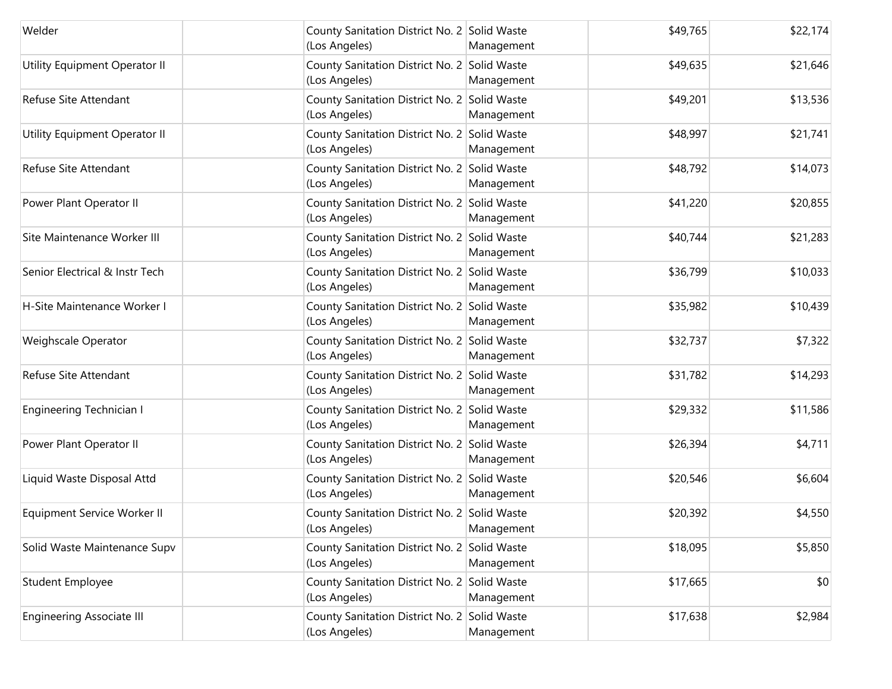| | | | | | |
|---|---|---|---|---|---|
| Welder | | County Sanitation District No. 2 (Los Angeles) | Solid Waste Management | $49,765 | $22,174 |
| Utility Equipment Operator II | | County Sanitation District No. 2 (Los Angeles) | Solid Waste Management | $49,635 | $21,646 |
| Refuse Site Attendant | | County Sanitation District No. 2 (Los Angeles) | Solid Waste Management | $49,201 | $13,536 |
| Utility Equipment Operator II | | County Sanitation District No. 2 (Los Angeles) | Solid Waste Management | $48,997 | $21,741 |
| Refuse Site Attendant | | County Sanitation District No. 2 (Los Angeles) | Solid Waste Management | $48,792 | $14,073 |
| Power Plant Operator II | | County Sanitation District No. 2 (Los Angeles) | Solid Waste Management | $41,220 | $20,855 |
| Site Maintenance Worker III | | County Sanitation District No. 2 (Los Angeles) | Solid Waste Management | $40,744 | $21,283 |
| Senior Electrical & Instr Tech | | County Sanitation District No. 2 (Los Angeles) | Solid Waste Management | $36,799 | $10,033 |
| H-Site Maintenance Worker I | | County Sanitation District No. 2 (Los Angeles) | Solid Waste Management | $35,982 | $10,439 |
| Weighscale Operator | | County Sanitation District No. 2 (Los Angeles) | Solid Waste Management | $32,737 | $7,322 |
| Refuse Site Attendant | | County Sanitation District No. 2 (Los Angeles) | Solid Waste Management | $31,782 | $14,293 |
| Engineering Technician I | | County Sanitation District No. 2 (Los Angeles) | Solid Waste Management | $29,332 | $11,586 |
| Power Plant Operator II | | County Sanitation District No. 2 (Los Angeles) | Solid Waste Management | $26,394 | $4,711 |
| Liquid Waste Disposal Attd | | County Sanitation District No. 2 (Los Angeles) | Solid Waste Management | $20,546 | $6,604 |
| Equipment Service Worker II | | County Sanitation District No. 2 (Los Angeles) | Solid Waste Management | $20,392 | $4,550 |
| Solid Waste Maintenance Supv | | County Sanitation District No. 2 (Los Angeles) | Solid Waste Management | $18,095 | $5,850 |
| Student Employee | | County Sanitation District No. 2 (Los Angeles) | Solid Waste Management | $17,665 | $0 |
| Engineering Associate III | | County Sanitation District No. 2 (Los Angeles) | Solid Waste Management | $17,638 | $2,984 |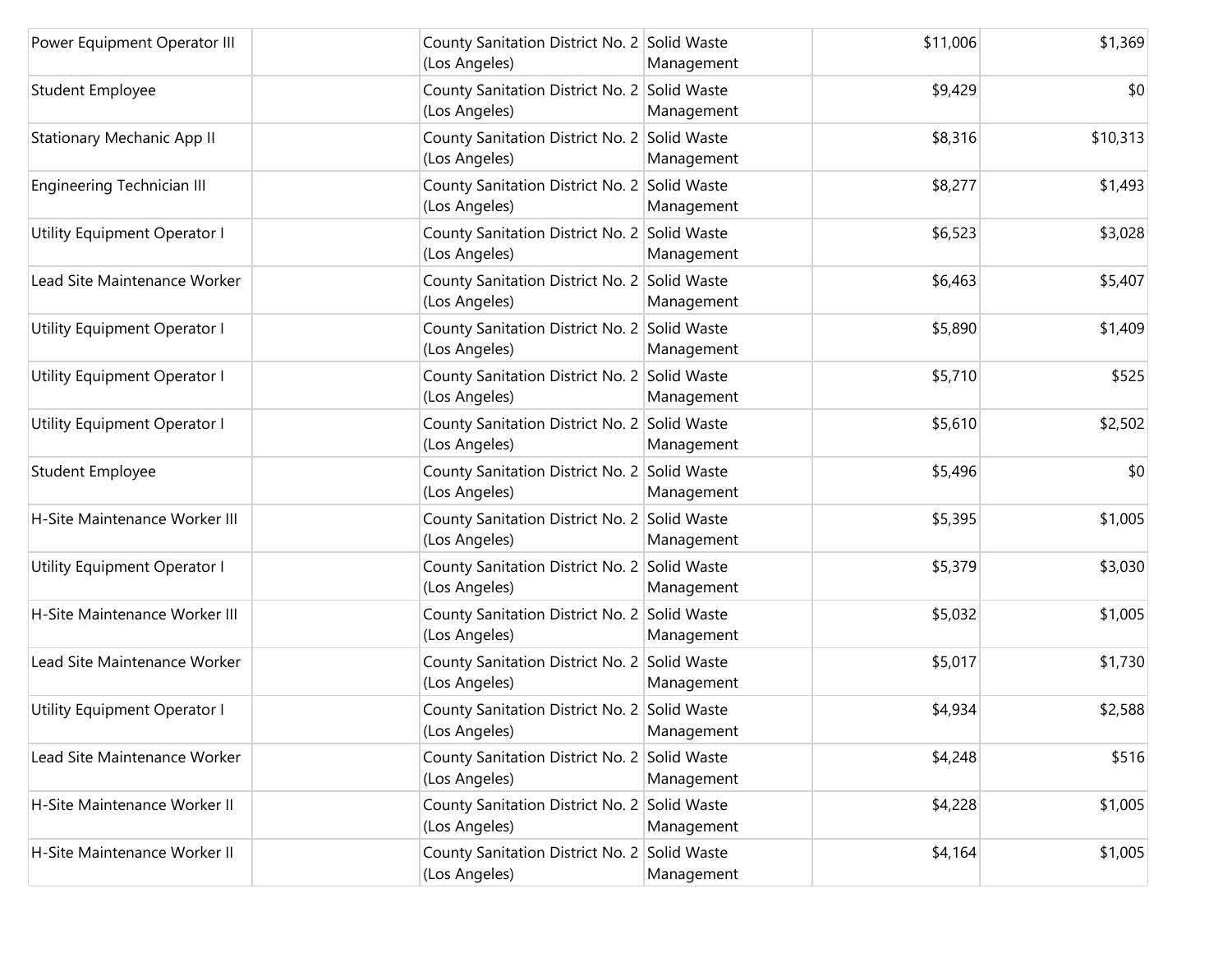| | | | | | |
|---|---|---|---|---|---|
| Power Equipment Operator III | | County Sanitation District No. 2 (Los Angeles) | Solid Waste Management | $11,006 | $1,369 |
| Student Employee | | County Sanitation District No. 2 (Los Angeles) | Solid Waste Management | $9,429 | $0 |
| Stationary Mechanic App II | | County Sanitation District No. 2 (Los Angeles) | Solid Waste Management | $8,316 | $10,313 |
| Engineering Technician III | | County Sanitation District No. 2 (Los Angeles) | Solid Waste Management | $8,277 | $1,493 |
| Utility Equipment Operator I | | County Sanitation District No. 2 (Los Angeles) | Solid Waste Management | $6,523 | $3,028 |
| Lead Site Maintenance Worker | | County Sanitation District No. 2 (Los Angeles) | Solid Waste Management | $6,463 | $5,407 |
| Utility Equipment Operator I | | County Sanitation District No. 2 (Los Angeles) | Solid Waste Management | $5,890 | $1,409 |
| Utility Equipment Operator I | | County Sanitation District No. 2 (Los Angeles) | Solid Waste Management | $5,710 | $525 |
| Utility Equipment Operator I | | County Sanitation District No. 2 (Los Angeles) | Solid Waste Management | $5,610 | $2,502 |
| Student Employee | | County Sanitation District No. 2 (Los Angeles) | Solid Waste Management | $5,496 | $0 |
| H-Site Maintenance Worker III | | County Sanitation District No. 2 (Los Angeles) | Solid Waste Management | $5,395 | $1,005 |
| Utility Equipment Operator I | | County Sanitation District No. 2 (Los Angeles) | Solid Waste Management | $5,379 | $3,030 |
| H-Site Maintenance Worker III | | County Sanitation District No. 2 (Los Angeles) | Solid Waste Management | $5,032 | $1,005 |
| Lead Site Maintenance Worker | | County Sanitation District No. 2 (Los Angeles) | Solid Waste Management | $5,017 | $1,730 |
| Utility Equipment Operator I | | County Sanitation District No. 2 (Los Angeles) | Solid Waste Management | $4,934 | $2,588 |
| Lead Site Maintenance Worker | | County Sanitation District No. 2 (Los Angeles) | Solid Waste Management | $4,248 | $516 |
| H-Site Maintenance Worker II | | County Sanitation District No. 2 (Los Angeles) | Solid Waste Management | $4,228 | $1,005 |
| H-Site Maintenance Worker II | | County Sanitation District No. 2 (Los Angeles) | Solid Waste Management | $4,164 | $1,005 |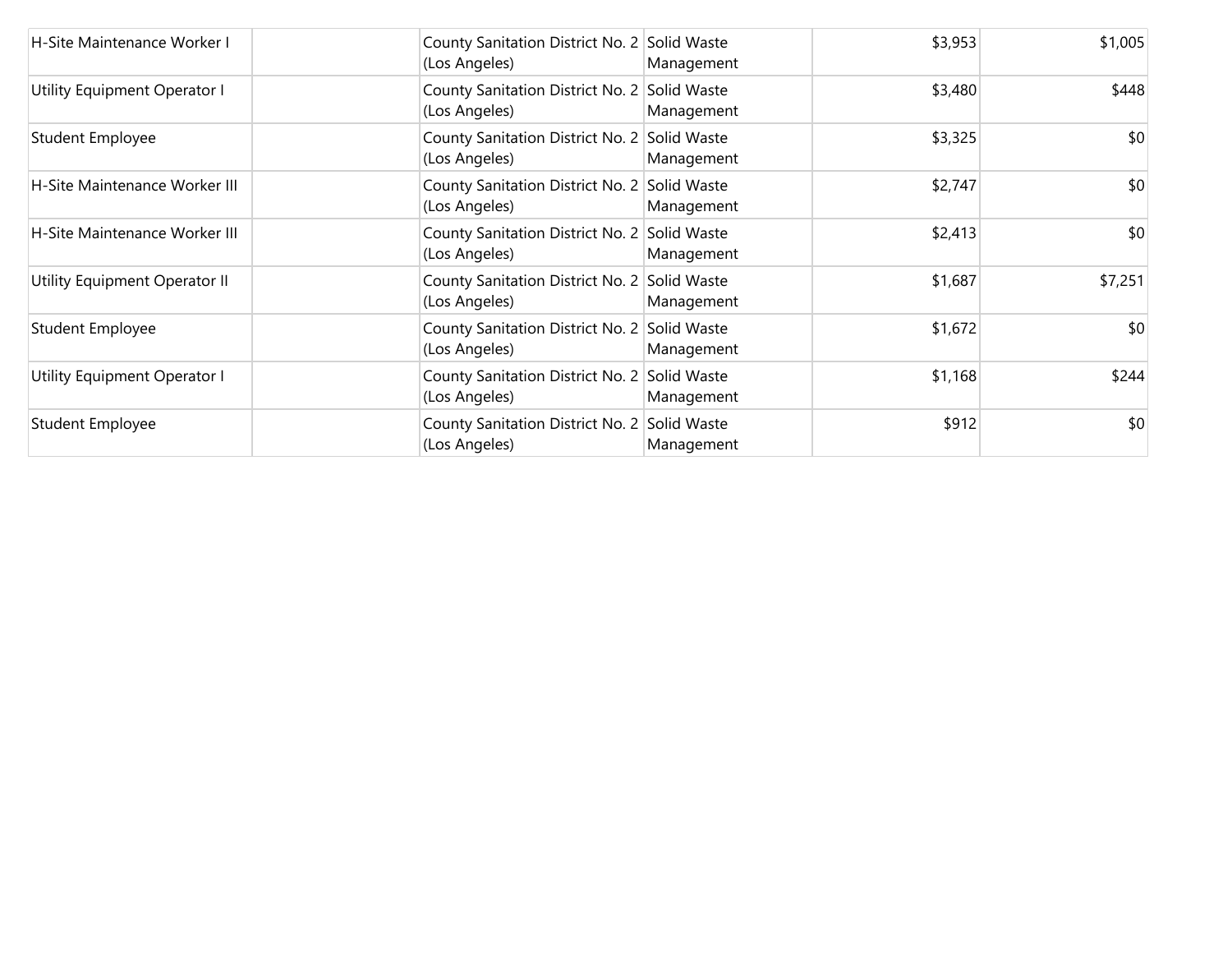| | | | | | |
|---|---|---|---|---|---|
| H-Site Maintenance Worker I | | County Sanitation District No. 2 (Los Angeles) | Solid Waste Management | $3,953 | $1,005 |
| Utility Equipment Operator I | | County Sanitation District No. 2 (Los Angeles) | Solid Waste Management | $3,480 | $448 |
| Student Employee | | County Sanitation District No. 2 (Los Angeles) | Solid Waste Management | $3,325 | $0 |
| H-Site Maintenance Worker III | | County Sanitation District No. 2 (Los Angeles) | Solid Waste Management | $2,747 | $0 |
| H-Site Maintenance Worker III | | County Sanitation District No. 2 (Los Angeles) | Solid Waste Management | $2,413 | $0 |
| Utility Equipment Operator II | | County Sanitation District No. 2 (Los Angeles) | Solid Waste Management | $1,687 | $7,251 |
| Student Employee | | County Sanitation District No. 2 (Los Angeles) | Solid Waste Management | $1,672 | $0 |
| Utility Equipment Operator I | | County Sanitation District No. 2 (Los Angeles) | Solid Waste Management | $1,168 | $244 |
| Student Employee | | County Sanitation District No. 2 (Los Angeles) | Solid Waste Management | $912 | $0 |